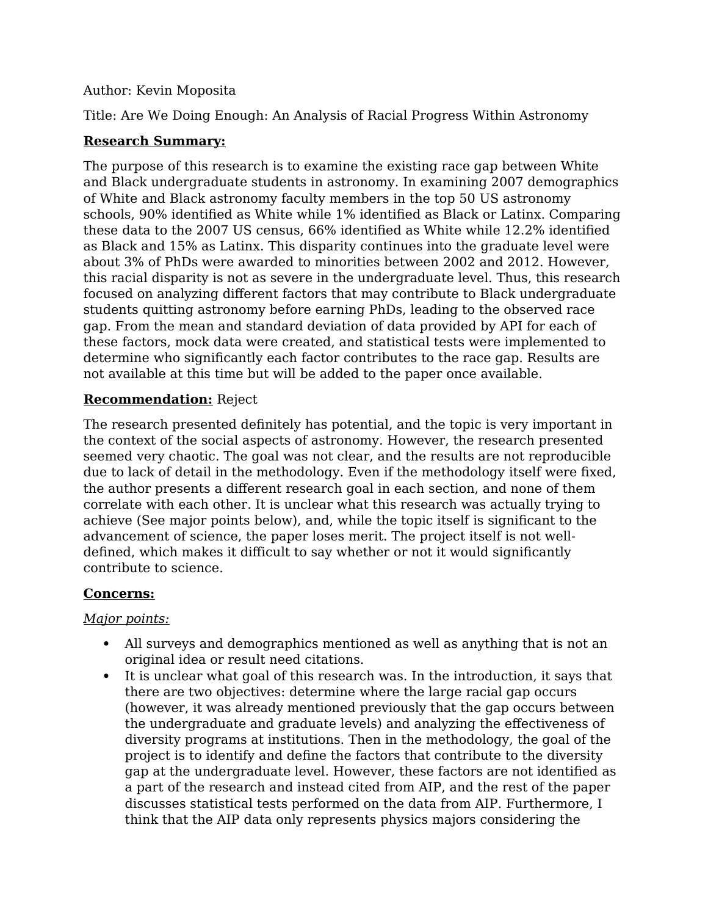Author: Kevin Moposita

Title: Are We Doing Enough: An Analysis of Racial Progress Within Astronomy

**<u>Research Summary:</u>**

The purpose of this research is to examine the existing race gap between White and Black undergraduate students in astronomy. In examining 2007 demographics of White and Black astronomy faculty members in the top 50 US astronomy schools, 90% identified as White while 1% identified as Black or Latinx. Comparing these data to the 2007 US census, 66% identified as White while 12.2% identified as Black and 15% as Latinx. This disparity continues into the graduate level were about 3% of PhDs were awarded to minorities between 2002 and 2012. However, this racial disparity is not as severe in the undergraduate level. Thus, this research focused on analyzing different factors that may contribute to Black undergraduate students quitting astronomy before earning PhDs, leading to the observed race gap. From the mean and standard deviation of data provided by API for each of these factors, mock data were created, and statistical tests were implemented to determine who significantly each factor contributes to the race gap. Results are not available at this time but will be added to the paper once available.

**<u>Recommendation:</u>** Reject

The research presented definitely has potential, and the topic is very important in the context of the social aspects of astronomy. However, the research presented seemed very chaotic. The goal was not clear, and the results are not reproducible due to lack of detail in the methodology. Even if the methodology itself were fixed, the author presents a different research goal in each section, and none of them correlate with each other. It is unclear what this research was actually trying to achieve (See major points below), and, while the topic itself is significant to the advancement of science, the paper loses merit. The project itself is not well-defined, which makes it difficult to say whether or not it would significantly contribute to science.

**<u>Concerns:</u>**

*<u>Major points:</u>*

- All surveys and demographics mentioned as well as anything that is not an original idea or result need citations.
- It is unclear what goal of this research was. In the introduction, it says that there are two objectives: determine where the large racial gap occurs (however, it was already mentioned previously that the gap occurs between the undergraduate and graduate levels) and analyzing the effectiveness of diversity programs at institutions. Then in the methodology, the goal of the project is to identify and define the factors that contribute to the diversity gap at the undergraduate level. However, these factors are not identified as a part of the research and instead cited from AIP, and the rest of the paper discusses statistical tests performed on the data from AIP. Furthermore, I think that the AIP data only represents physics majors considering the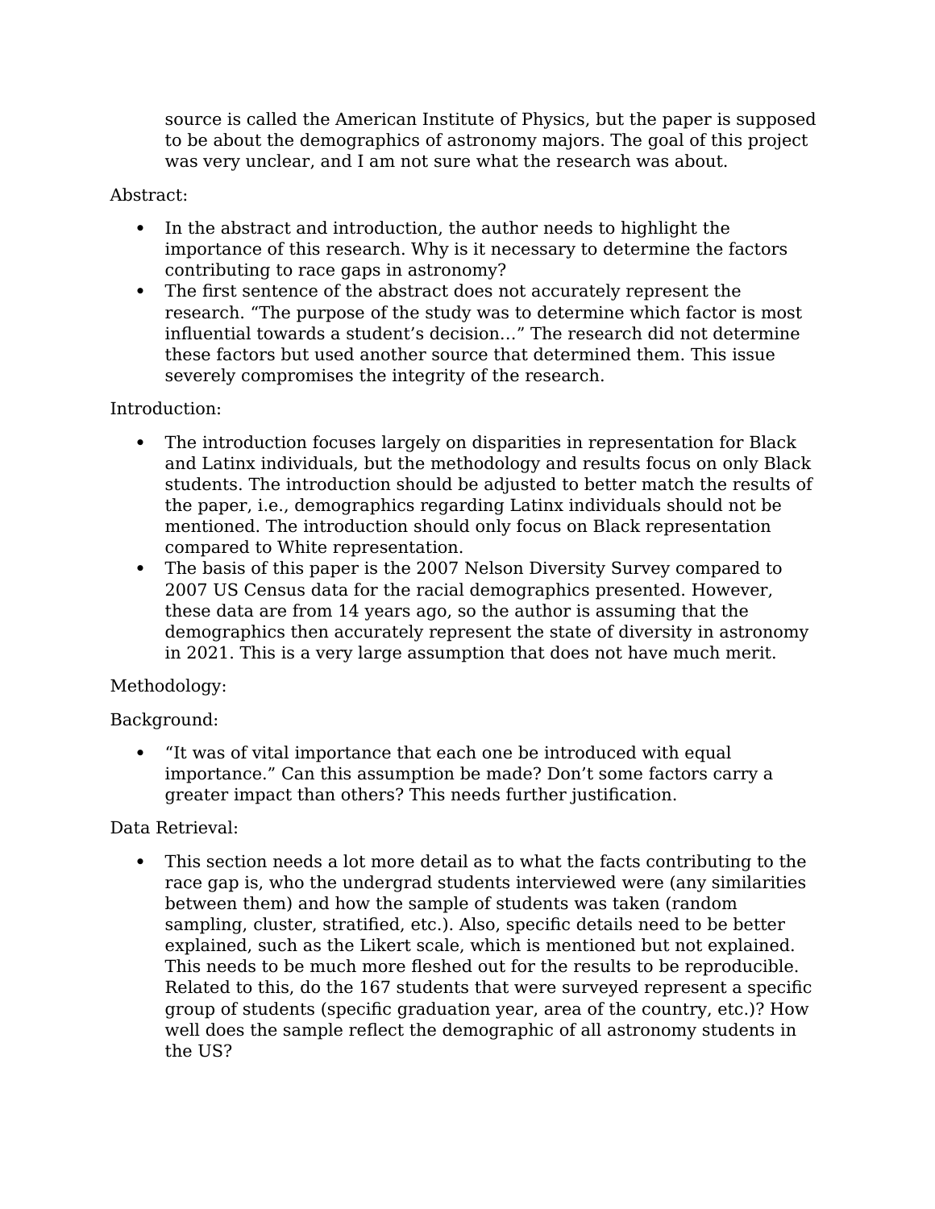source is called the American Institute of Physics, but the paper is supposed to be about the demographics of astronomy majors. The goal of this project was very unclear, and I am not sure what the research was about.

Abstract:

- In the abstract and introduction, the author needs to highlight the importance of this research. Why is it necessary to determine the factors contributing to race gaps in astronomy?
- The first sentence of the abstract does not accurately represent the research. "The purpose of the study was to determine which factor is most influential towards a student's decision…" The research did not determine these factors but used another source that determined them. This issue severely compromises the integrity of the research.

Introduction:

- The introduction focuses largely on disparities in representation for Black and Latinx individuals, but the methodology and results focus on only Black students. The introduction should be adjusted to better match the results of the paper, i.e., demographics regarding Latinx individuals should not be mentioned. The introduction should only focus on Black representation compared to White representation.
- The basis of this paper is the 2007 Nelson Diversity Survey compared to 2007 US Census data for the racial demographics presented. However, these data are from 14 years ago, so the author is assuming that the demographics then accurately represent the state of diversity in astronomy in 2021. This is a very large assumption that does not have much merit.

Methodology:

Background:

- "It was of vital importance that each one be introduced with equal importance." Can this assumption be made? Don't some factors carry a greater impact than others? This needs further justification.

Data Retrieval:

- This section needs a lot more detail as to what the facts contributing to the race gap is, who the undergrad students interviewed were (any similarities between them) and how the sample of students was taken (random sampling, cluster, stratified, etc.). Also, specific details need to be better explained, such as the Likert scale, which is mentioned but not explained. This needs to be much more fleshed out for the results to be reproducible. Related to this, do the 167 students that were surveyed represent a specific group of students (specific graduation year, area of the country, etc.)? How well does the sample reflect the demographic of all astronomy students in the US?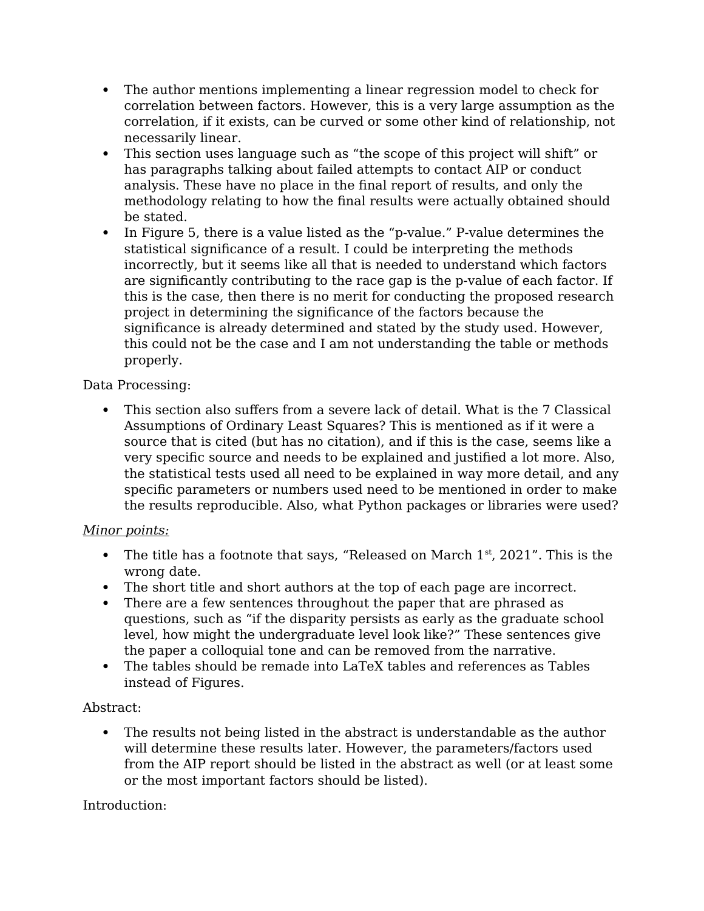- The author mentions implementing a linear regression model to check for correlation between factors. However, this is a very large assumption as the correlation, if it exists, can be curved or some other kind of relationship, not necessarily linear.
- This section uses language such as "the scope of this project will shift" or has paragraphs talking about failed attempts to contact AIP or conduct analysis. These have no place in the final report of results, and only the methodology relating to how the final results were actually obtained should be stated.
- In Figure 5, there is a value listed as the "p-value." P-value determines the statistical significance of a result. I could be interpreting the methods incorrectly, but it seems like all that is needed to understand which factors are significantly contributing to the race gap is the p-value of each factor. If this is the case, then there is no merit for conducting the proposed research project in determining the significance of the factors because the significance is already determined and stated by the study used. However, this could not be the case and I am not understanding the table or methods properly.

Data Processing:

- This section also suffers from a severe lack of detail. What is the 7 Classical Assumptions of Ordinary Least Squares? This is mentioned as if it were a source that is cited (but has no citation), and if this is the case, seems like a very specific source and needs to be explained and justified a lot more. Also, the statistical tests used all need to be explained in way more detail, and any specific parameters or numbers used need to be mentioned in order to make the results reproducible. Also, what Python packages or libraries were used?

<u>*Minor points:*</u>

- The title has a footnote that says, "Released on March 1st, 2021". This is the wrong date.
- The short title and short authors at the top of each page are incorrect.
- There are a few sentences throughout the paper that are phrased as questions, such as "if the disparity persists as early as the graduate school level, how might the undergraduate level look like?" These sentences give the paper a colloquial tone and can be removed from the narrative.
- The tables should be remade into LaTeX tables and references as Tables instead of Figures.

Abstract:

- The results not being listed in the abstract is understandable as the author will determine these results later. However, the parameters/factors used from the AIP report should be listed in the abstract as well (or at least some or the most important factors should be listed).

Introduction: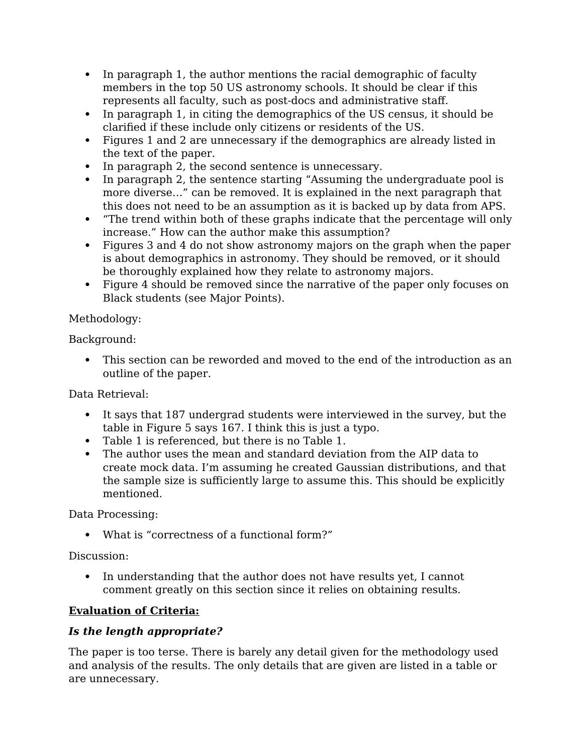- In paragraph 1, the author mentions the racial demographic of faculty members in the top 50 US astronomy schools. It should be clear if this represents all faculty, such as post-docs and administrative staff.
- In paragraph 1, in citing the demographics of the US census, it should be clarified if these include only citizens or residents of the US.
- Figures 1 and 2 are unnecessary if the demographics are already listed in the text of the paper.
- In paragraph 2, the second sentence is unnecessary.
- In paragraph 2, the sentence starting "Assuming the undergraduate pool is more diverse…" can be removed. It is explained in the next paragraph that this does not need to be an assumption as it is backed up by data from APS.
- "The trend within both of these graphs indicate that the percentage will only increase." How can the author make this assumption?
- Figures 3 and 4 do not show astronomy majors on the graph when the paper is about demographics in astronomy. They should be removed, or it should be thoroughly explained how they relate to astronomy majors.
- Figure 4 should be removed since the narrative of the paper only focuses on Black students (see Major Points).

Methodology:

Background:

- This section can be reworded and moved to the end of the introduction as an outline of the paper.

Data Retrieval:

- It says that 187 undergrad students were interviewed in the survey, but the table in Figure 5 says 167. I think this is just a typo.
- Table 1 is referenced, but there is no Table 1.
- The author uses the mean and standard deviation from the AIP data to create mock data. I'm assuming he created Gaussian distributions, and that the sample size is sufficiently large to assume this. This should be explicitly mentioned.

Data Processing:

- What is "correctness of a functional form?"

Discussion:

- In understanding that the author does not have results yet, I cannot comment greatly on this section since it relies on obtaining results.

**<u>Evaluation of Criteria:</u>**

***Is the length appropriate?***

The paper is too terse. There is barely any detail given for the methodology used and analysis of the results. The only details that are given are listed in a table or are unnecessary.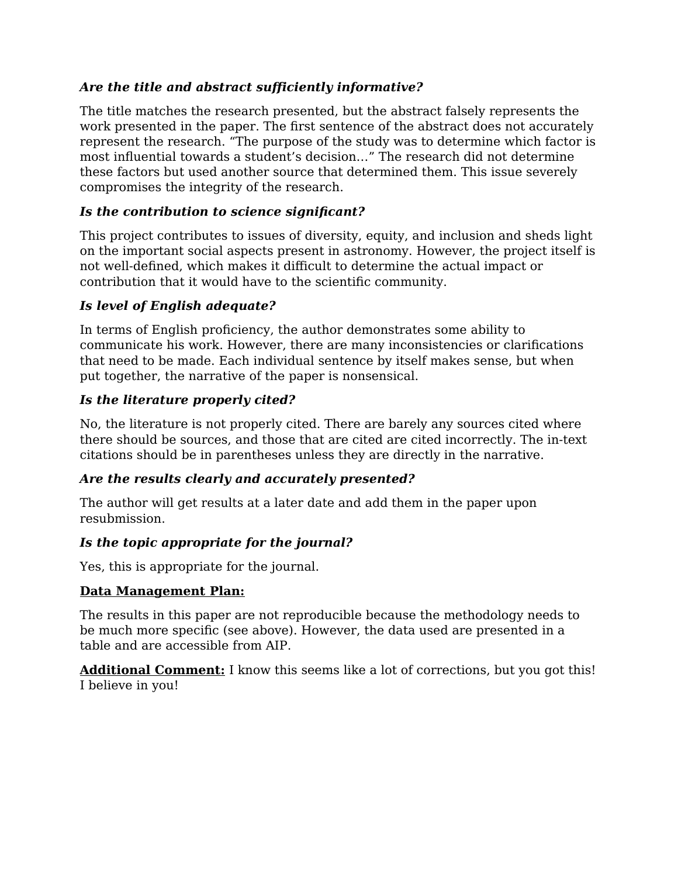***Are the title and abstract sufficiently informative?***

The title matches the research presented, but the abstract falsely represents the work presented in the paper. The first sentence of the abstract does not accurately represent the research. “The purpose of the study was to determine which factor is most influential towards a student’s decision…” The research did not determine these factors but used another source that determined them. This issue severely compromises the integrity of the research.

***Is the contribution to science significant?***

This project contributes to issues of diversity, equity, and inclusion and sheds light on the important social aspects present in astronomy. However, the project itself is not well-defined, which makes it difficult to determine the actual impact or contribution that it would have to the scientific community.

***Is level of English adequate?***

In terms of English proficiency, the author demonstrates some ability to communicate his work. However, there are many inconsistencies or clarifications that need to be made. Each individual sentence by itself makes sense, but when put together, the narrative of the paper is nonsensical.

***Is the literature properly cited?***

No, the literature is not properly cited. There are barely any sources cited where there should be sources, and those that are cited are cited incorrectly. The in-text citations should be in parentheses unless they are directly in the narrative.

***Are the results clearly and accurately presented?***

The author will get results at a later date and add them in the paper upon resubmission.

***Is the topic appropriate for the journal?***

Yes, this is appropriate for the journal.

<u>**Data Management Plan:**</u>

The results in this paper are not reproducible because the methodology needs to be much more specific (see above). However, the data used are presented in a table and are accessible from AIP.

<u>**Additional Comment:**</u> I know this seems like a lot of corrections, but you got this! I believe in you!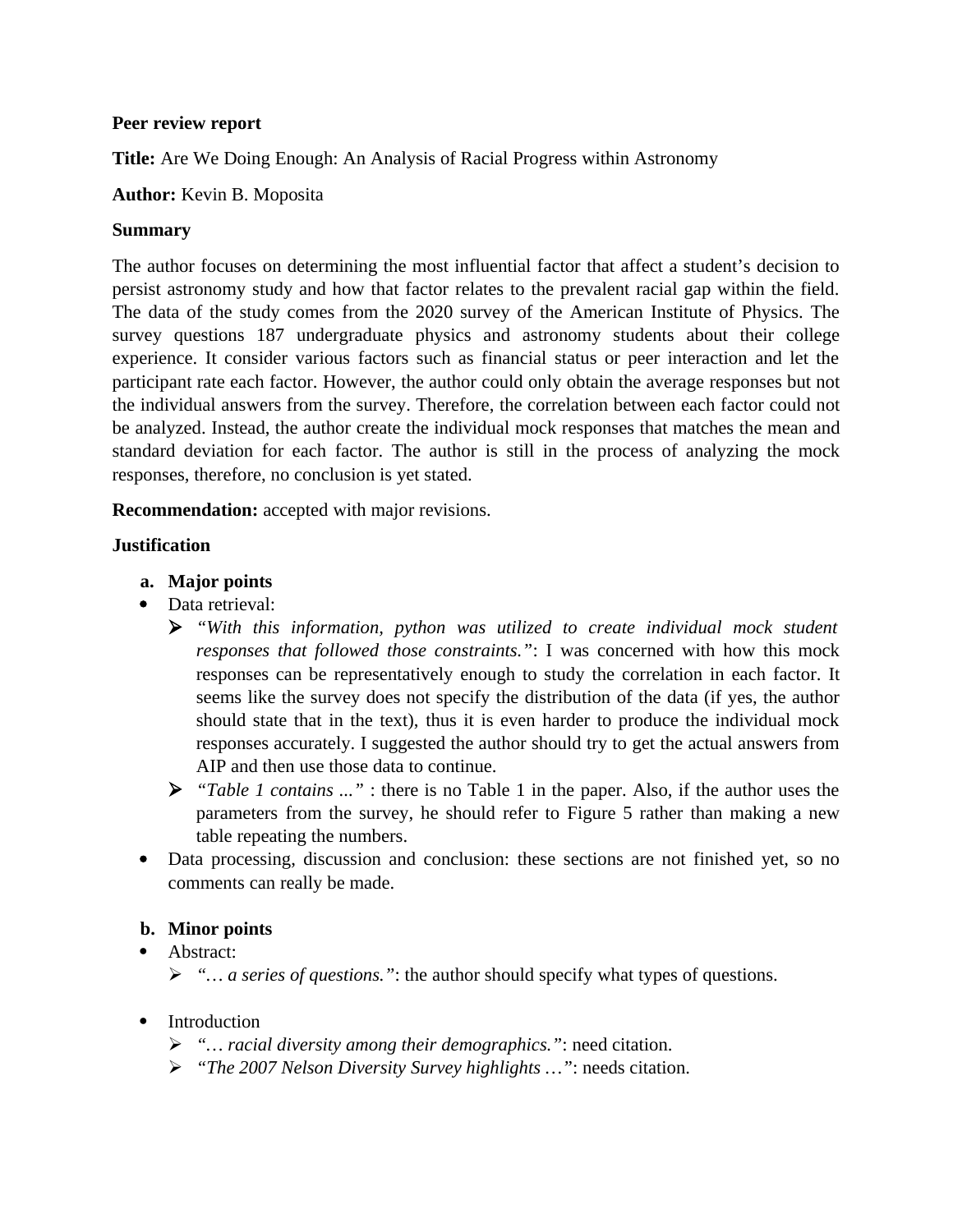**Peer review report**

**Title:** Are We Doing Enough: An Analysis of Racial Progress within Astronomy

**Author:** Kevin B. Moposita

**Summary**

The author focuses on determining the most influential factor that affect a student's decision to persist astronomy study and how that factor relates to the prevalent racial gap within the field. The data of the study comes from the 2020 survey of the American Institute of Physics. The survey questions 187 undergraduate physics and astronomy students about their college experience. It consider various factors such as financial status or peer interaction and let the participant rate each factor. However, the author could only obtain the average responses but not the individual answers from the survey. Therefore, the correlation between each factor could not be analyzed. Instead, the author create the individual mock responses that matches the mean and standard deviation for each factor. The author is still in the process of analyzing the mock responses, therefore, no conclusion is yet stated.

**Recommendation:** accepted with major revisions.

**Justification**

a. **Major points**

- Data retrieval:
  - *"With this information, python was utilized to create individual mock student responses that followed those constraints."*: I was concerned with how this mock responses can be representatively enough to study the correlation in each factor. It seems like the survey does not specify the distribution of the data (if yes, the author should state that in the text), thus it is even harder to produce the individual mock responses accurately. I suggested the author should try to get the actual answers from AIP and then use those data to continue.
  - *"Table 1 contains ..."* : there is no Table 1 in the paper. Also, if the author uses the parameters from the survey, he should refer to Figure 5 rather than making a new table repeating the numbers.
- Data processing, discussion and conclusion: these sections are not finished yet, so no comments can really be made.

b. **Minor points**

- Abstract:
  - *"… a series of questions."*: the author should specify what types of questions.
- Introduction
  - *"… racial diversity among their demographics."*: need citation.
  - *"The 2007 Nelson Diversity Survey highlights …"*: needs citation.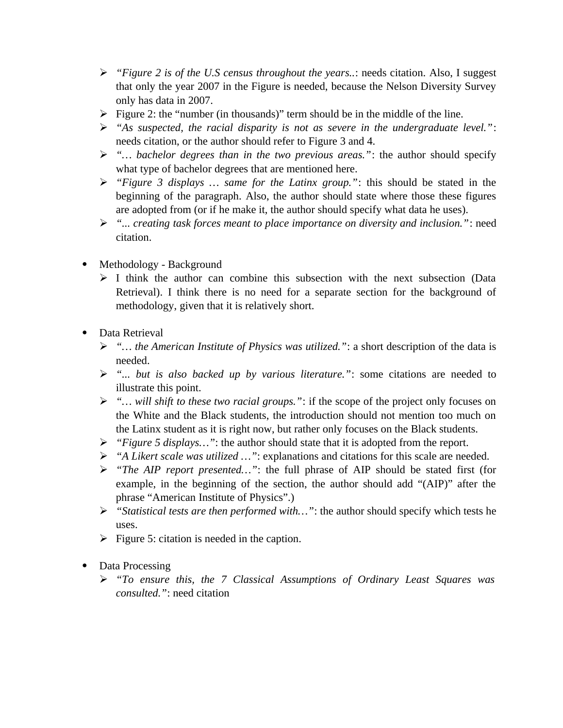- *"Figure 2 is of the U.S census throughout the years..*: needs citation. Also, I suggest that only the year 2007 in the Figure is needed, because the Nelson Diversity Survey only has data in 2007.
- Figure 2: the "number (in thousands)" term should be in the middle of the line.
- *"As suspected, the racial disparity is not as severe in the undergraduate level."*: needs citation, or the author should refer to Figure 3 and 4.
- *"… bachelor degrees than in the two previous areas."*: the author should specify what type of bachelor degrees that are mentioned here.
- *"Figure 3 displays … same for the Latinx group."*: this should be stated in the beginning of the paragraph. Also, the author should state where those these figures are adopted from (or if he make it, the author should specify what data he uses).
- *"... creating task forces meant to place importance on diversity and inclusion."*: need citation.

- Methodology - Background
  - I think the author can combine this subsection with the next subsection (Data Retrieval). I think there is no need for a separate section for the background of methodology, given that it is relatively short.

- Data Retrieval
  - *"… the American Institute of Physics was utilized."*: a short description of the data is needed.
  - *"... but is also backed up by various literature."*: some citations are needed to illustrate this point.
  - *"… will shift to these two racial groups."*: if the scope of the project only focuses on the White and the Black students, the introduction should not mention too much on the Latinx student as it is right now, but rather only focuses on the Black students.
  - *"Figure 5 displays…"*: the author should state that it is adopted from the report.
  - *"A Likert scale was utilized …"*: explanations and citations for this scale are needed.
  - *"The AIP report presented…"*: the full phrase of AIP should be stated first (for example, in the beginning of the section, the author should add "(AIP)" after the phrase "American Institute of Physics".)
  - *"Statistical tests are then performed with…"*: the author should specify which tests he uses.
  - Figure 5: citation is needed in the caption.

- Data Processing
  - *"To ensure this, the 7 Classical Assumptions of Ordinary Least Squares was consulted."*: need citation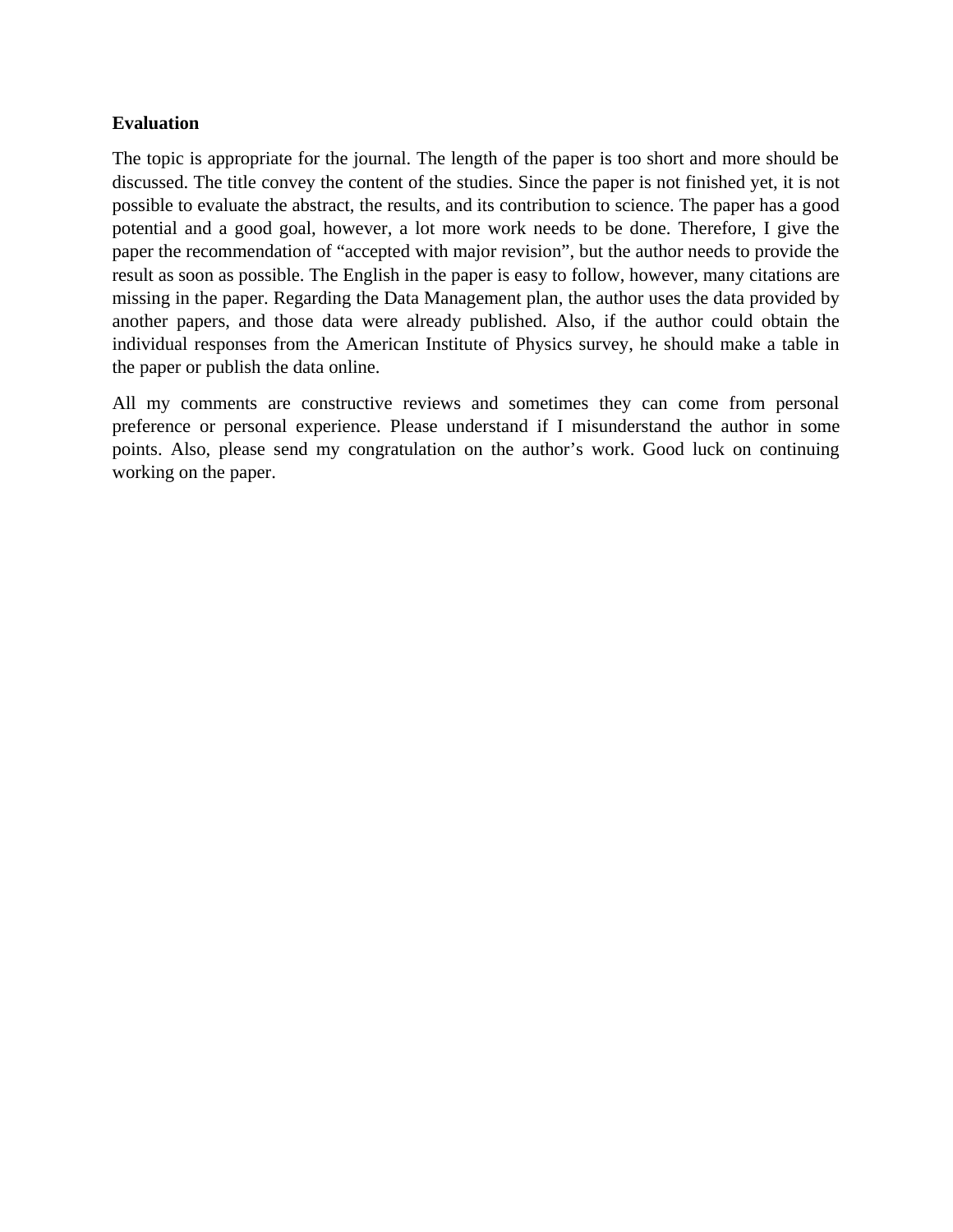**Evaluation**

The topic is appropriate for the journal. The length of the paper is too short and more should be discussed. The title convey the content of the studies. Since the paper is not finished yet, it is not possible to evaluate the abstract, the results, and its contribution to science. The paper has a good potential and a good goal, however, a lot more work needs to be done. Therefore, I give the paper the recommendation of "accepted with major revision", but the author needs to provide the result as soon as possible. The English in the paper is easy to follow, however, many citations are missing in the paper. Regarding the Data Management plan, the author uses the data provided by another papers, and those data were already published. Also, if the author could obtain the individual responses from the American Institute of Physics survey, he should make a table in the paper or publish the data online.

All my comments are constructive reviews and sometimes they can come from personal preference or personal experience. Please understand if I misunderstand the author in some points. Also, please send my congratulation on the author's work. Good luck on continuing working on the paper.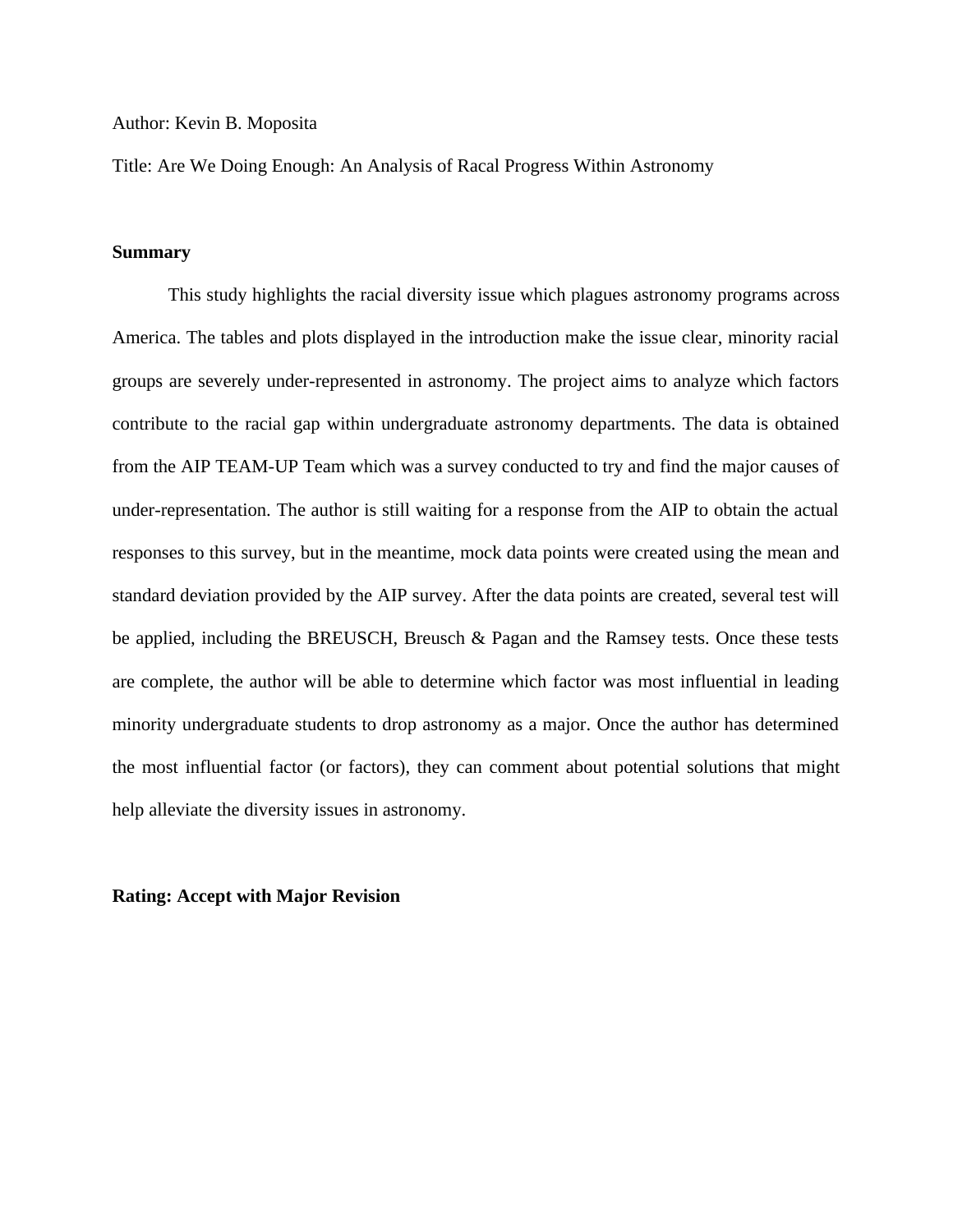Author: Kevin B. Moposita

Title: Are We Doing Enough: An Analysis of Racal Progress Within Astronomy

**Summary**

This study highlights the racial diversity issue which plagues astronomy programs across America. The tables and plots displayed in the introduction make the issue clear, minority racial groups are severely under-represented in astronomy. The project aims to analyze which factors contribute to the racial gap within undergraduate astronomy departments. The data is obtained from the AIP TEAM-UP Team which was a survey conducted to try and find the major causes of under-representation. The author is still waiting for a response from the AIP to obtain the actual responses to this survey, but in the meantime, mock data points were created using the mean and standard deviation provided by the AIP survey. After the data points are created, several test will be applied, including the BREUSCH, Breusch & Pagan and the Ramsey tests. Once these tests are complete, the author will be able to determine which factor was most influential in leading minority undergraduate students to drop astronomy as a major. Once the author has determined the most influential factor (or factors), they can comment about potential solutions that might help alleviate the diversity issues in astronomy.

**Rating: Accept with Major Revision**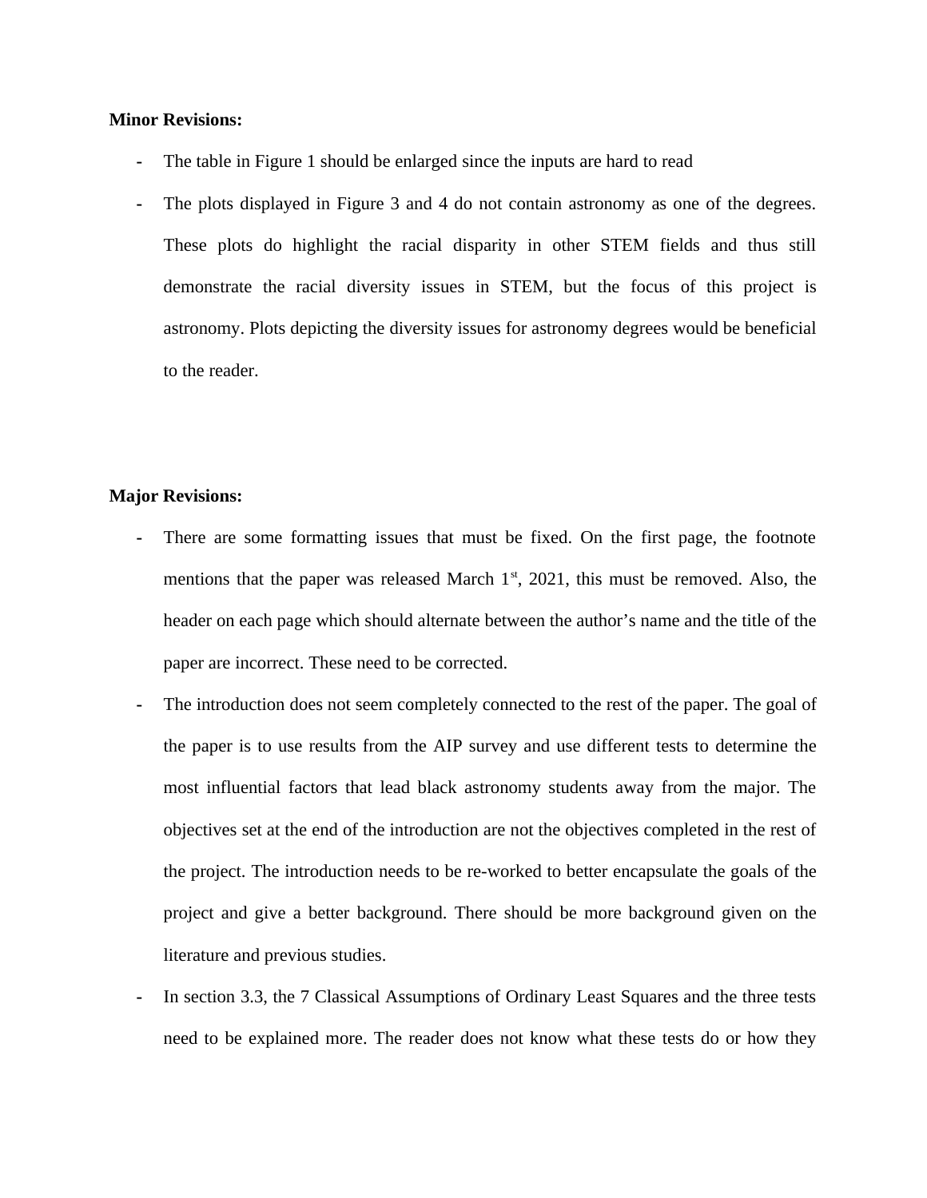**Minor Revisions:**

- The table in Figure 1 should be enlarged since the inputs are hard to read
- The plots displayed in Figure 3 and 4 do not contain astronomy as one of the degrees. These plots do highlight the racial disparity in other STEM fields and thus still demonstrate the racial diversity issues in STEM, but the focus of this project is astronomy. Plots depicting the diversity issues for astronomy degrees would be beneficial to the reader.

**Major Revisions:**

- There are some formatting issues that must be fixed. On the first page, the footnote mentions that the paper was released March 1st, 2021, this must be removed. Also, the header on each page which should alternate between the author's name and the title of the paper are incorrect. These need to be corrected.
- The introduction does not seem completely connected to the rest of the paper. The goal of the paper is to use results from the AIP survey and use different tests to determine the most influential factors that lead black astronomy students away from the major. The objectives set at the end of the introduction are not the objectives completed in the rest of the project. The introduction needs to be re-worked to better encapsulate the goals of the project and give a better background. There should be more background given on the literature and previous studies.
- In section 3.3, the 7 Classical Assumptions of Ordinary Least Squares and the three tests need to be explained more. The reader does not know what these tests do or how they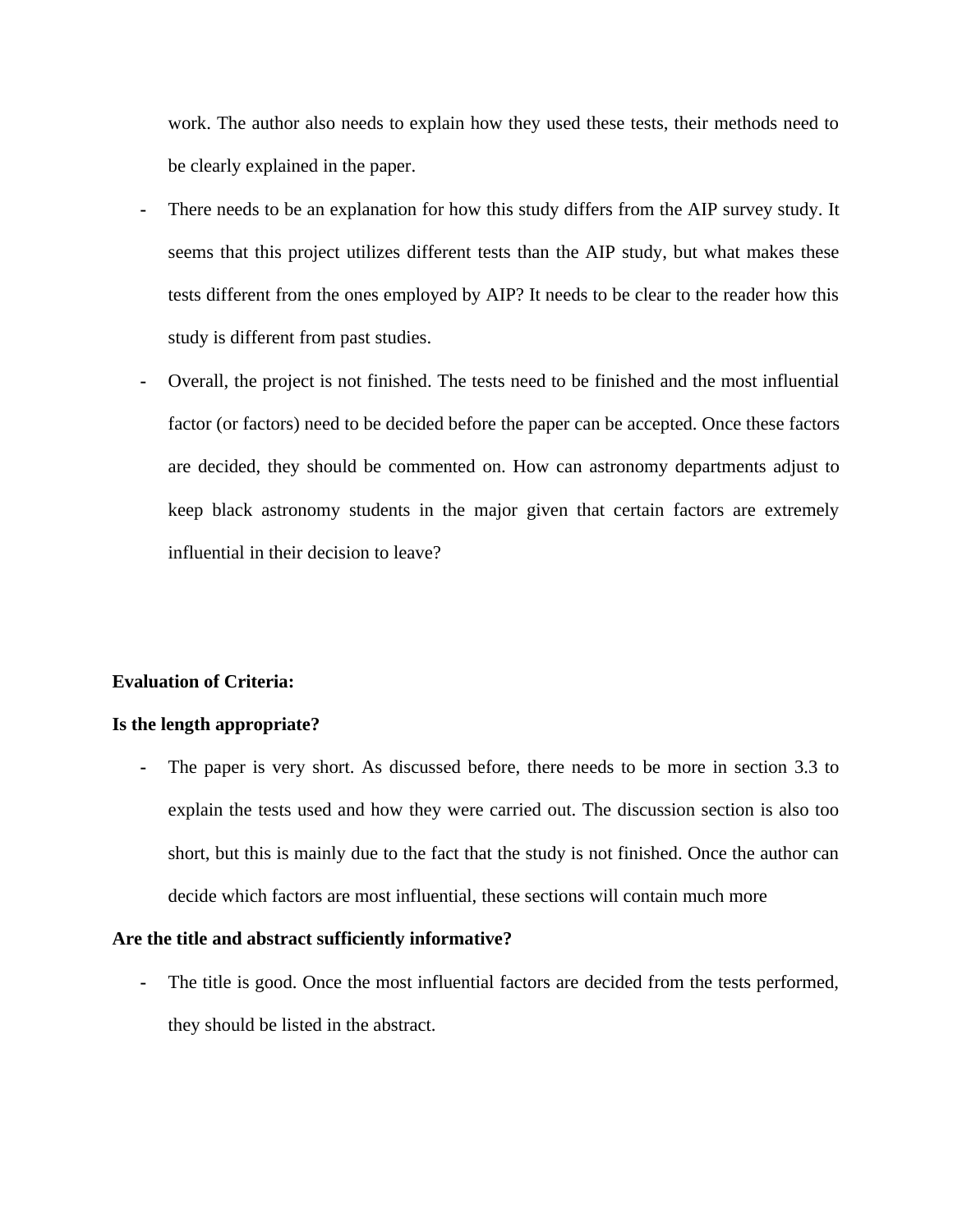work. The author also needs to explain how they used these tests, their methods need to be clearly explained in the paper.

- There needs to be an explanation for how this study differs from the AIP survey study. It seems that this project utilizes different tests than the AIP study, but what makes these tests different from the ones employed by AIP? It needs to be clear to the reader how this study is different from past studies.
- Overall, the project is not finished. The tests need to be finished and the most influential factor (or factors) need to be decided before the paper can be accepted. Once these factors are decided, they should be commented on. How can astronomy departments adjust to keep black astronomy students in the major given that certain factors are extremely influential in their decision to leave?

**Evaluation of Criteria:**

**Is the length appropriate?**

- The paper is very short. As discussed before, there needs to be more in section 3.3 to explain the tests used and how they were carried out. The discussion section is also too short, but this is mainly due to the fact that the study is not finished. Once the author can decide which factors are most influential, these sections will contain much more

**Are the title and abstract sufficiently informative?**

- The title is good. Once the most influential factors are decided from the tests performed, they should be listed in the abstract.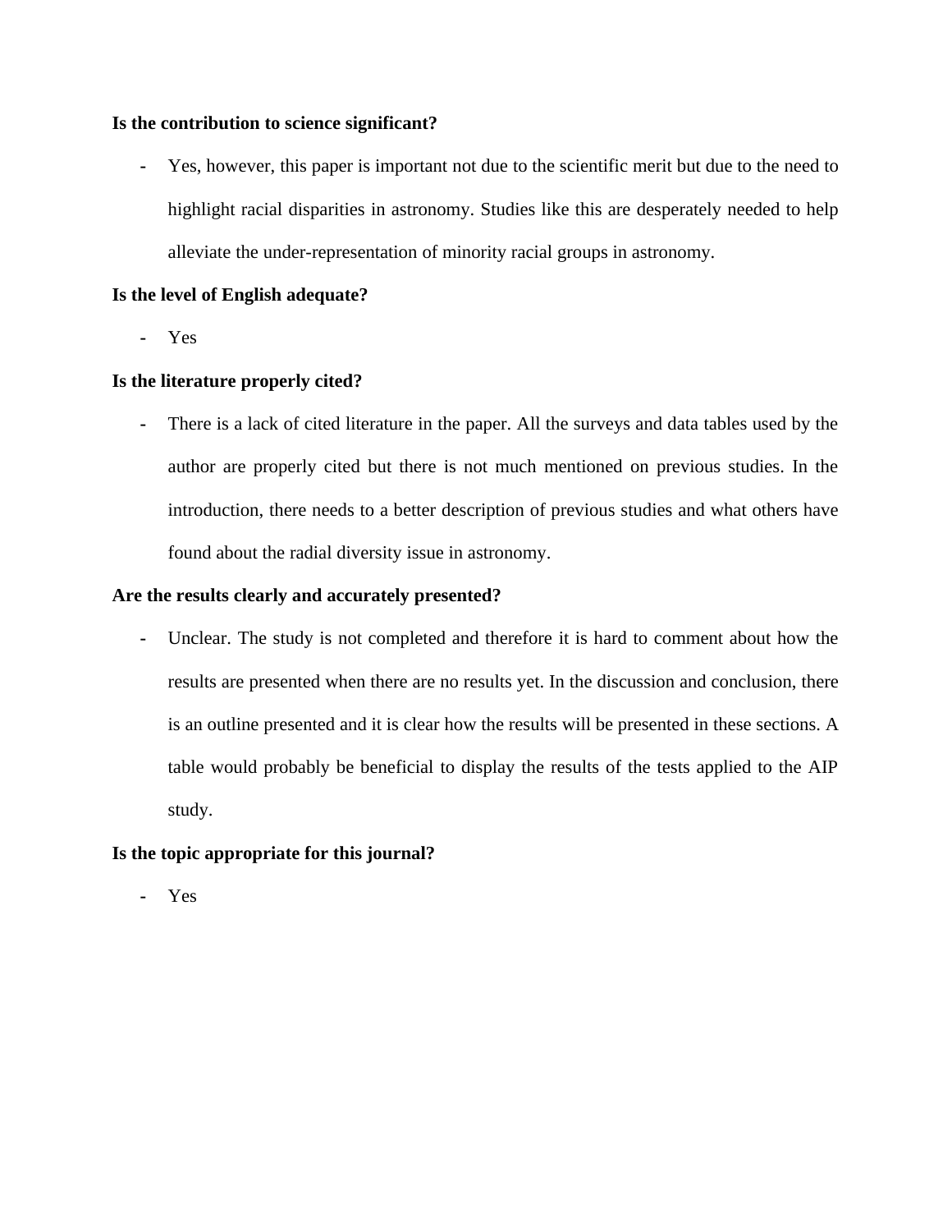**Is the contribution to science significant?**

- Yes, however, this paper is important not due to the scientific merit but due to the need to highlight racial disparities in astronomy. Studies like this are desperately needed to help alleviate the under-representation of minority racial groups in astronomy.

**Is the level of English adequate?**

- Yes

**Is the literature properly cited?**

- There is a lack of cited literature in the paper. All the surveys and data tables used by the author are properly cited but there is not much mentioned on previous studies. In the introduction, there needs to a better description of previous studies and what others have found about the radial diversity issue in astronomy.

**Are the results clearly and accurately presented?**

- Unclear. The study is not completed and therefore it is hard to comment about how the results are presented when there are no results yet. In the discussion and conclusion, there is an outline presented and it is clear how the results will be presented in these sections. A table would probably be beneficial to display the results of the tests applied to the AIP study.

**Is the topic appropriate for this journal?**

- Yes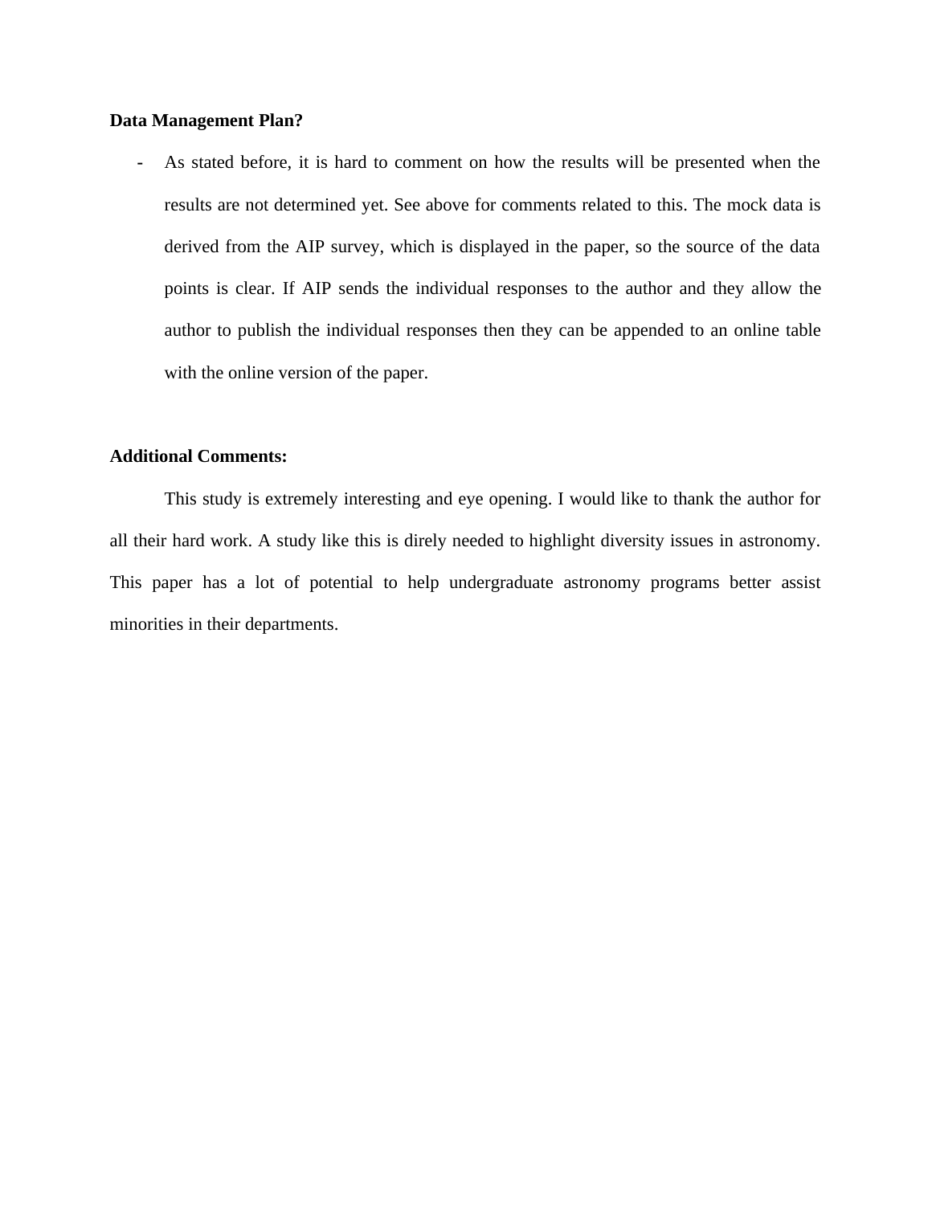**Data Management Plan?**

- As stated before, it is hard to comment on how the results will be presented when the results are not determined yet. See above for comments related to this. The mock data is derived from the AIP survey, which is displayed in the paper, so the source of the data points is clear. If AIP sends the individual responses to the author and they allow the author to publish the individual responses then they can be appended to an online table with the online version of the paper.

**Additional Comments:**

This study is extremely interesting and eye opening. I would like to thank the author for all their hard work. A study like this is direly needed to highlight diversity issues in astronomy. This paper has a lot of potential to help undergraduate astronomy programs better assist minorities in their departments.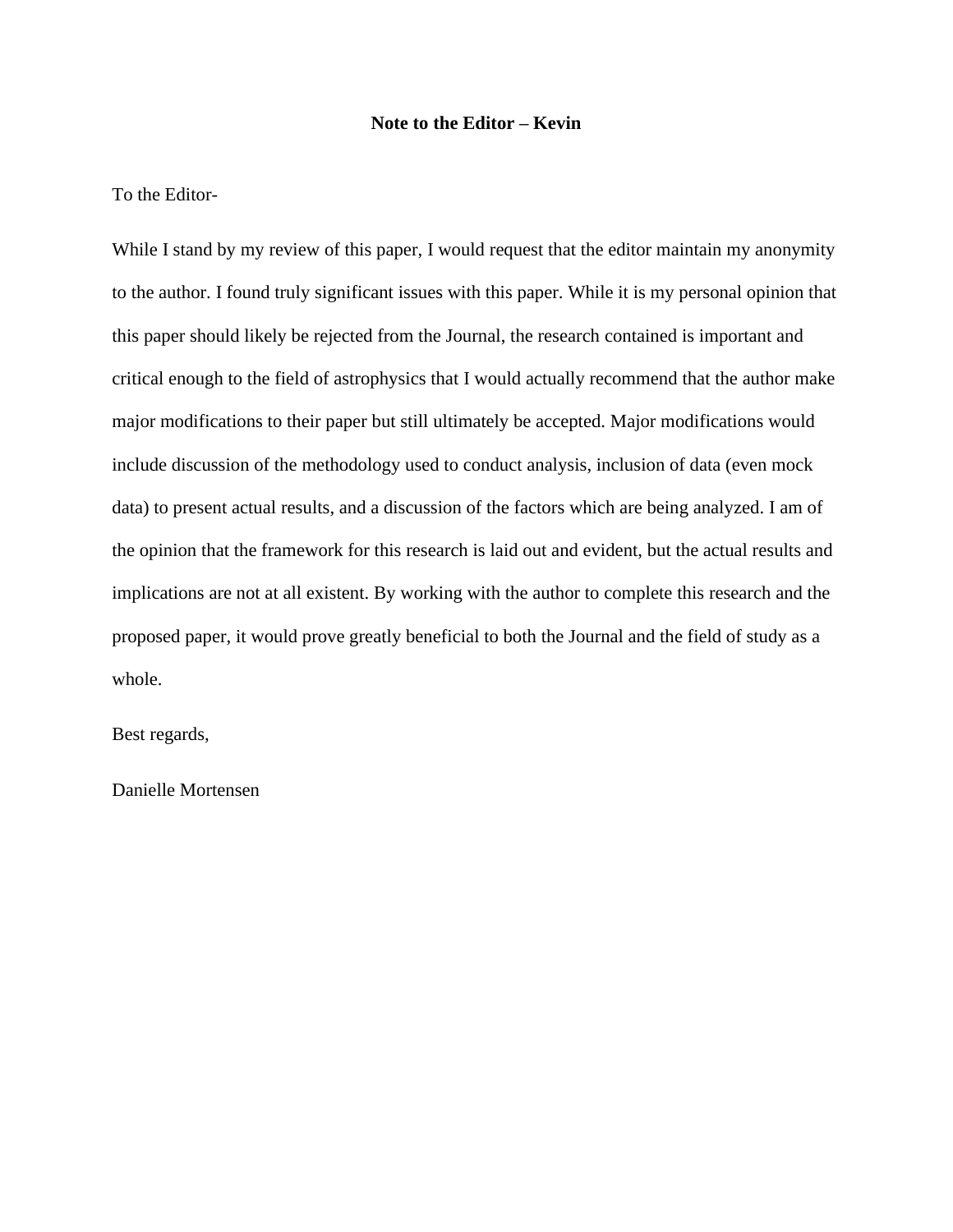**Note to the Editor – Kevin**

To the Editor-

While I stand by my review of this paper, I would request that the editor maintain my anonymity to the author. I found truly significant issues with this paper. While it is my personal opinion that this paper should likely be rejected from the Journal, the research contained is important and critical enough to the field of astrophysics that I would actually recommend that the author make major modifications to their paper but still ultimately be accepted. Major modifications would include discussion of the methodology used to conduct analysis, inclusion of data (even mock data) to present actual results, and a discussion of the factors which are being analyzed. I am of the opinion that the framework for this research is laid out and evident, but the actual results and implications are not at all existent. By working with the author to complete this research and the proposed paper, it would prove greatly beneficial to both the Journal and the field of study as a whole.

Best regards,

Danielle Mortensen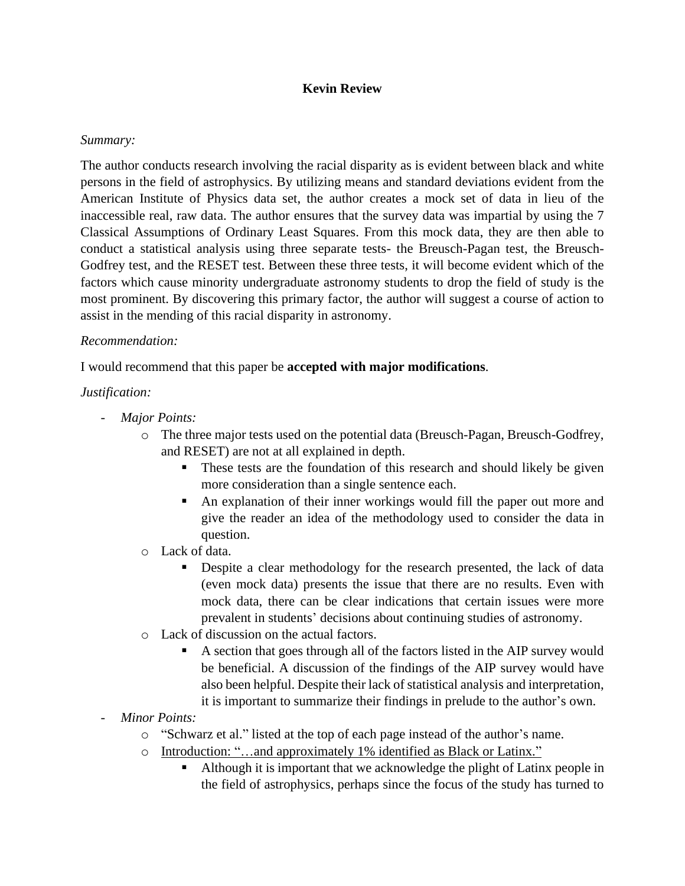**Kevin Review**

*Summary:*

The author conducts research involving the racial disparity as is evident between black and white persons in the field of astrophysics. By utilizing means and standard deviations evident from the American Institute of Physics data set, the author creates a mock set of data in lieu of the inaccessible real, raw data. The author ensures that the survey data was impartial by using the 7 Classical Assumptions of Ordinary Least Squares. From this mock data, they are then able to conduct a statistical analysis using three separate tests- the Breusch-Pagan test, the Breusch-Godfrey test, and the RESET test. Between these three tests, it will become evident which of the factors which cause minority undergraduate astronomy students to drop the field of study is the most prominent. By discovering this primary factor, the author will suggest a course of action to assist in the mending of this racial disparity in astronomy.

*Recommendation:*

I would recommend that this paper be **accepted with major modifications**.

*Justification:*

- *Major Points:*
    - The three major tests used on the potential data (Breusch-Pagan, Breusch-Godfrey, and RESET) are not at all explained in depth.
        - These tests are the foundation of this research and should likely be given more consideration than a single sentence each.
        - An explanation of their inner workings would fill the paper out more and give the reader an idea of the methodology used to consider the data in question.
    - Lack of data.
        - Despite a clear methodology for the research presented, the lack of data (even mock data) presents the issue that there are no results. Even with mock data, there can be clear indications that certain issues were more prevalent in students' decisions about continuing studies of astronomy.
    - Lack of discussion on the actual factors.
        - A section that goes through all of the factors listed in the AIP survey would be beneficial. A discussion of the findings of the AIP survey would have also been helpful. Despite their lack of statistical analysis and interpretation, it is important to summarize their findings in prelude to the author's own.
- *Minor Points:*
    - "Schwarz et al." listed at the top of each page instead of the author's name.
    - <u>Introduction: "…and approximately 1% identified as Black or Latinx."</u>
        - Although it is important that we acknowledge the plight of Latinx people in the field of astrophysics, perhaps since the focus of the study has turned to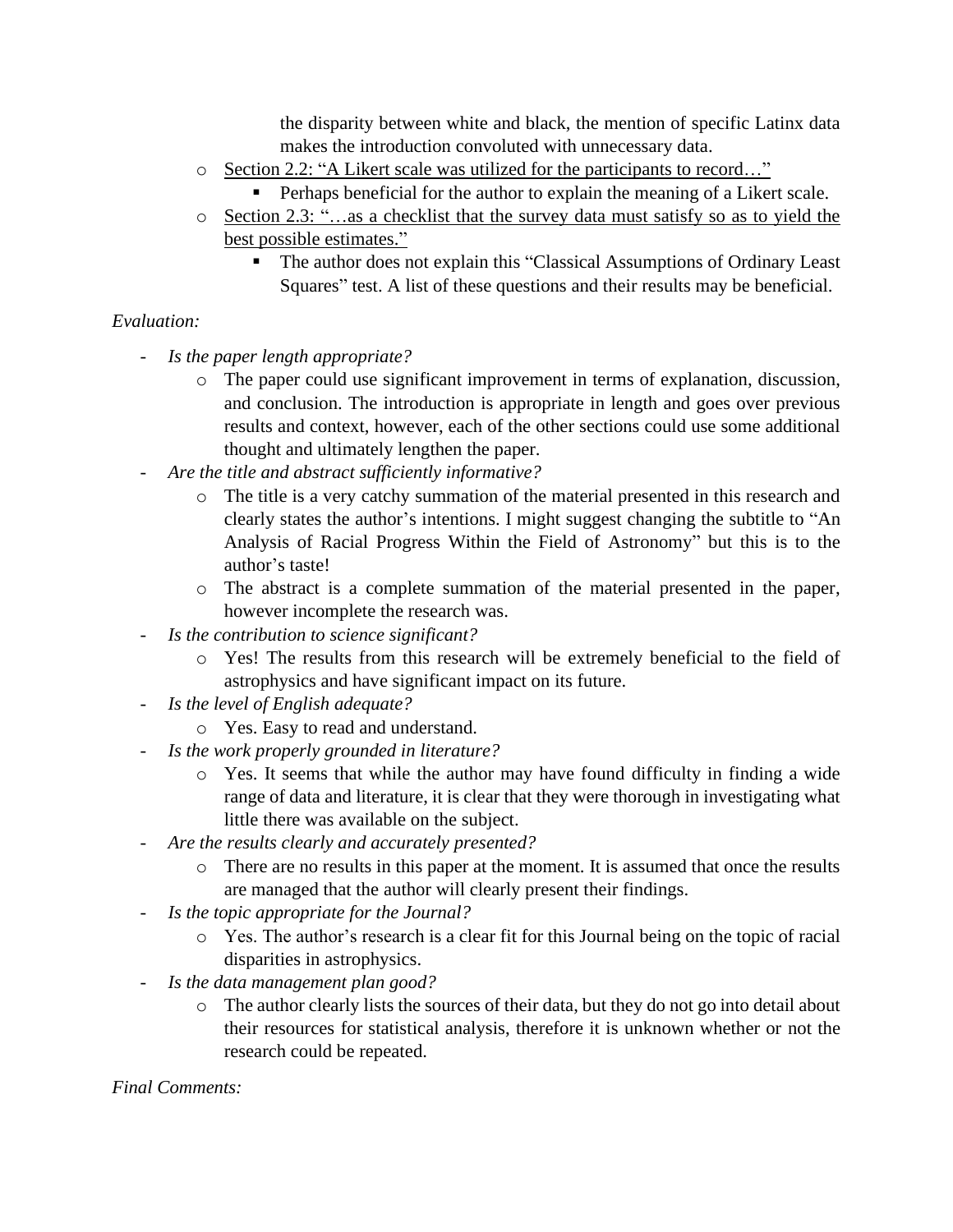the disparity between white and black, the mention of specific Latinx data makes the introduction convoluted with unnecessary data.

- Section 2.2: "A Likert scale was utilized for the participants to record…"
  - Perhaps beneficial for the author to explain the meaning of a Likert scale.
- Section 2.3: "…as a checklist that the survey data must satisfy so as to yield the best possible estimates."
  - The author does not explain this "Classical Assumptions of Ordinary Least Squares" test. A list of these questions and their results may be beneficial.

*Evaluation:*

- *Is the paper length appropriate?*
  - The paper could use significant improvement in terms of explanation, discussion, and conclusion. The introduction is appropriate in length and goes over previous results and context, however, each of the other sections could use some additional thought and ultimately lengthen the paper.
- *Are the title and abstract sufficiently informative?*
  - The title is a very catchy summation of the material presented in this research and clearly states the author's intentions. I might suggest changing the subtitle to "An Analysis of Racial Progress Within the Field of Astronomy" but this is to the author's taste!
  - The abstract is a complete summation of the material presented in the paper, however incomplete the research was.
- *Is the contribution to science significant?*
  - Yes! The results from this research will be extremely beneficial to the field of astrophysics and have significant impact on its future.
- *Is the level of English adequate?*
  - Yes. Easy to read and understand.
- *Is the work properly grounded in literature?*
  - Yes. It seems that while the author may have found difficulty in finding a wide range of data and literature, it is clear that they were thorough in investigating what little there was available on the subject.
- *Are the results clearly and accurately presented?*
  - There are no results in this paper at the moment. It is assumed that once the results are managed that the author will clearly present their findings.
- *Is the topic appropriate for the Journal?*
  - Yes. The author's research is a clear fit for this Journal being on the topic of racial disparities in astrophysics.
- *Is the data management plan good?*
  - The author clearly lists the sources of their data, but they do not go into detail about their resources for statistical analysis, therefore it is unknown whether or not the research could be repeated.

*Final Comments:*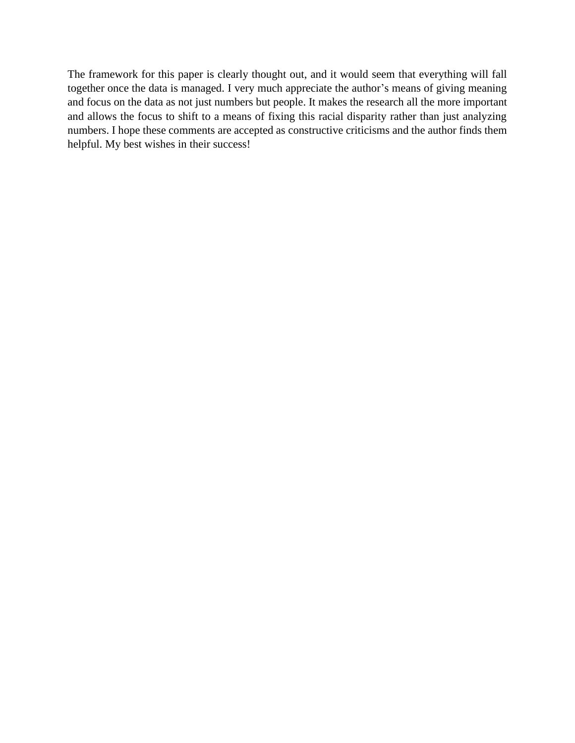The framework for this paper is clearly thought out, and it would seem that everything will fall together once the data is managed. I very much appreciate the author's means of giving meaning and focus on the data as not just numbers but people. It makes the research all the more important and allows the focus to shift to a means of fixing this racial disparity rather than just analyzing numbers. I hope these comments are accepted as constructive criticisms and the author finds them helpful. My best wishes in their success!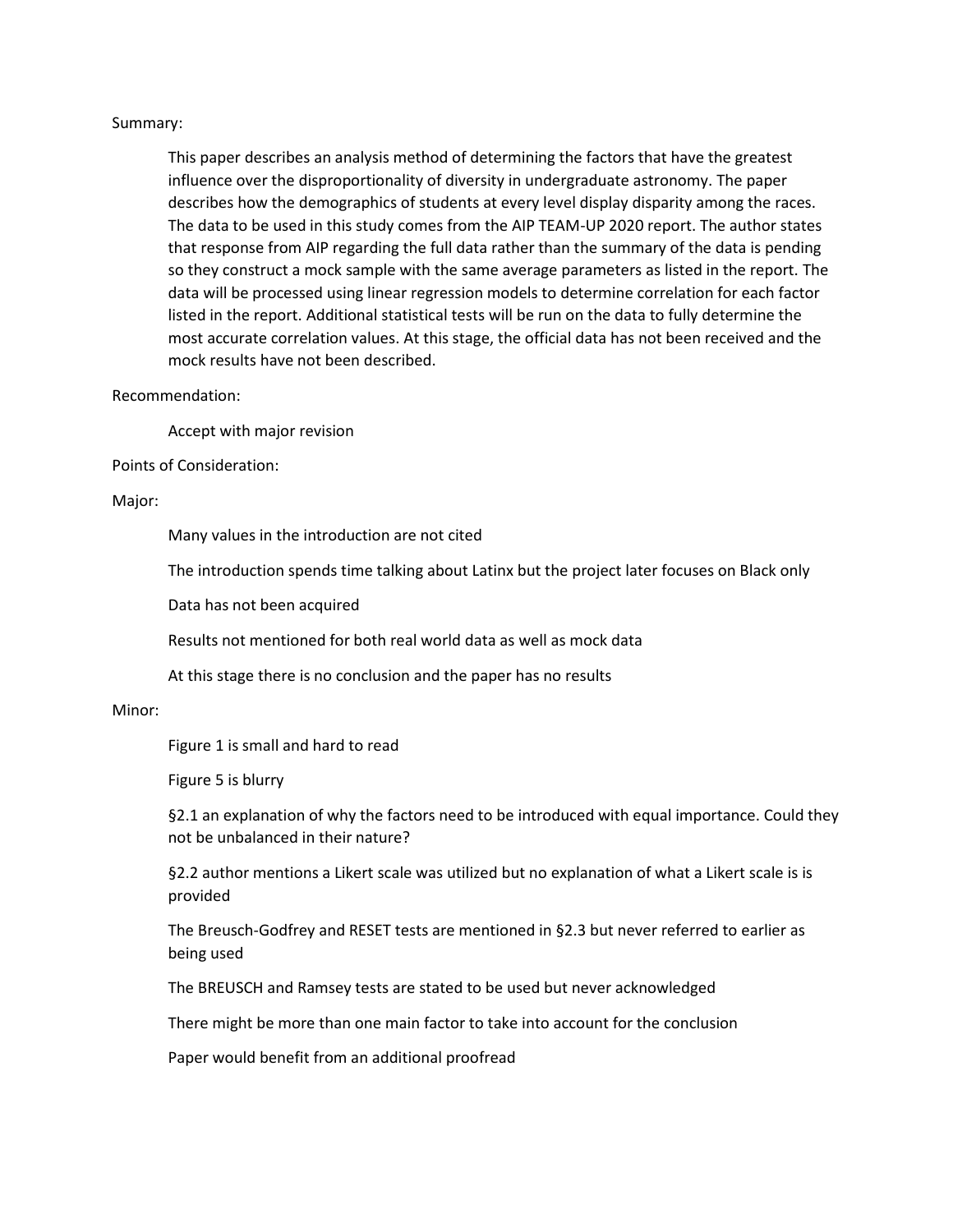Summary:

This paper describes an analysis method of determining the factors that have the greatest influence over the disproportionality of diversity in undergraduate astronomy. The paper describes how the demographics of students at every level display disparity among the races. The data to be used in this study comes from the AIP TEAM-UP 2020 report. The author states that response from AIP regarding the full data rather than the summary of the data is pending so they construct a mock sample with the same average parameters as listed in the report. The data will be processed using linear regression models to determine correlation for each factor listed in the report. Additional statistical tests will be run on the data to fully determine the most accurate correlation values. At this stage, the official data has not been received and the mock results have not been described.

Recommendation:

Accept with major revision

Points of Consideration:

Major:

- Many values in the introduction are not cited
- The introduction spends time talking about Latinx but the project later focuses on Black only
- Data has not been acquired
- Results not mentioned for both real world data as well as mock data
- At this stage there is no conclusion and the paper has no results

Minor:

- Figure 1 is small and hard to read
- Figure 5 is blurry
- §2.1 an explanation of why the factors need to be introduced with equal importance. Could they not be unbalanced in their nature?
- §2.2 author mentions a Likert scale was utilized but no explanation of what a Likert scale is is provided
- The Breusch-Godfrey and RESET tests are mentioned in §2.3 but never referred to earlier as being used
- The BREUSCH and Ramsey tests are stated to be used but never acknowledged
- There might be more than one main factor to take into account for the conclusion
- Paper would benefit from an additional proofread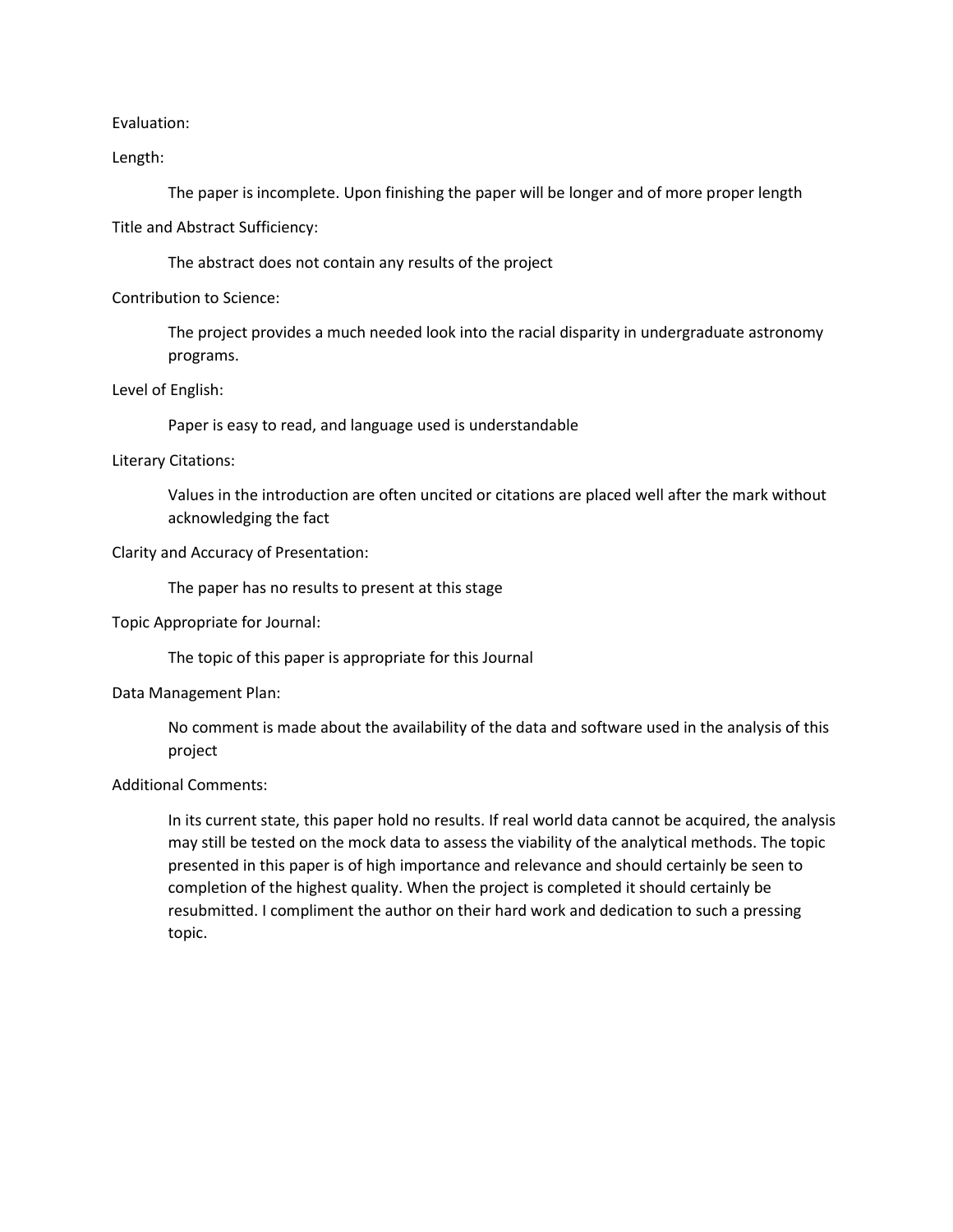Evaluation:

Length:

The paper is incomplete. Upon finishing the paper will be longer and of more proper length

Title and Abstract Sufficiency:

The abstract does not contain any results of the project

Contribution to Science:

The project provides a much needed look into the racial disparity in undergraduate astronomy programs.

Level of English:

Paper is easy to read, and language used is understandable

Literary Citations:

Values in the introduction are often uncited or citations are placed well after the mark without acknowledging the fact

Clarity and Accuracy of Presentation:

The paper has no results to present at this stage

Topic Appropriate for Journal:

The topic of this paper is appropriate for this Journal

Data Management Plan:

No comment is made about the availability of the data and software used in the analysis of this project

Additional Comments:

In its current state, this paper hold no results. If real world data cannot be acquired, the analysis may still be tested on the mock data to assess the viability of the analytical methods. The topic presented in this paper is of high importance and relevance and should certainly be seen to completion of the highest quality. When the project is completed it should certainly be resubmitted. I compliment the author on their hard work and dedication to such a pressing topic.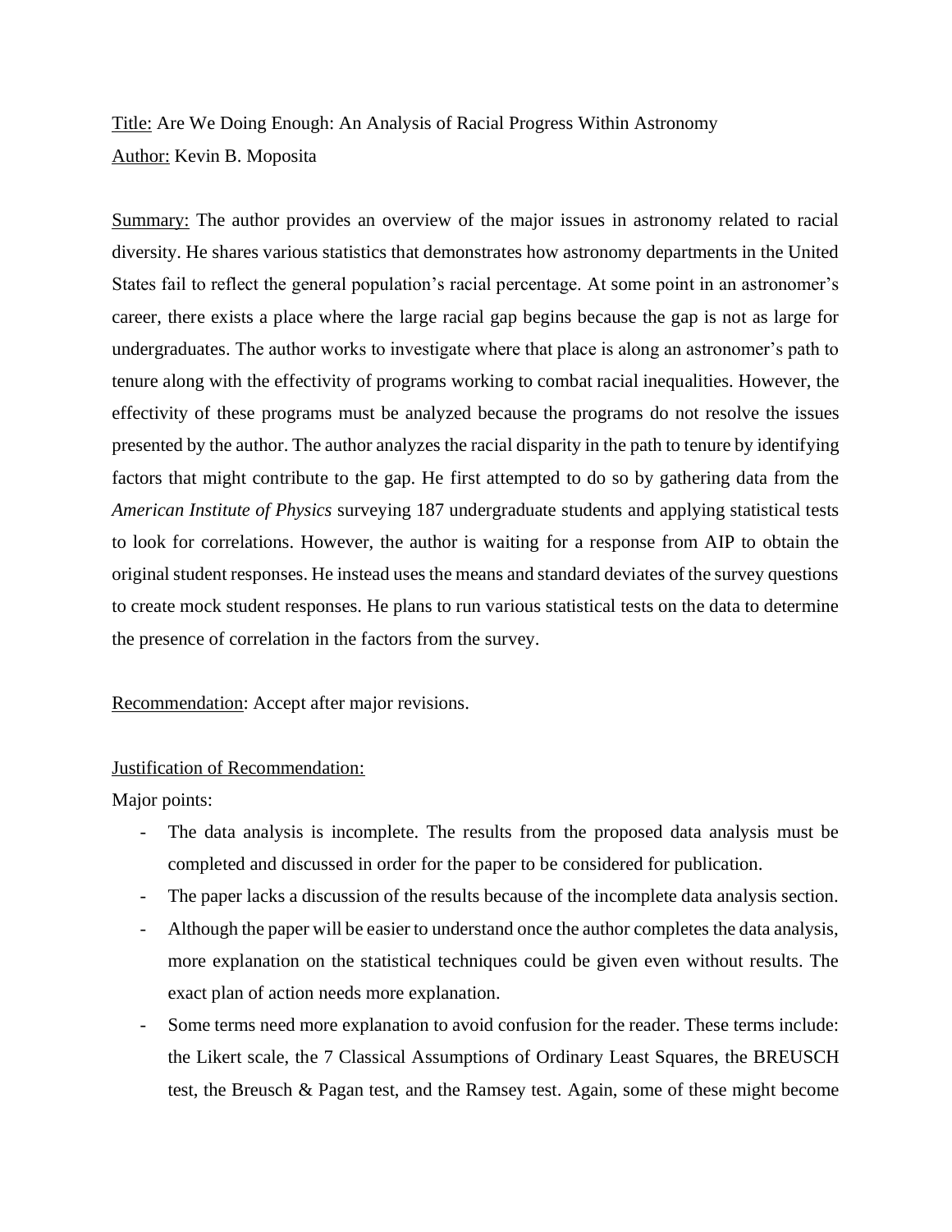Title: Are We Doing Enough: An Analysis of Racial Progress Within Astronomy

Author: Kevin B. Moposita

Summary: The author provides an overview of the major issues in astronomy related to racial diversity. He shares various statistics that demonstrates how astronomy departments in the United States fail to reflect the general population's racial percentage. At some point in an astronomer's career, there exists a place where the large racial gap begins because the gap is not as large for undergraduates. The author works to investigate where that place is along an astronomer's path to tenure along with the effectivity of programs working to combat racial inequalities. However, the effectivity of these programs must be analyzed because the programs do not resolve the issues presented by the author. The author analyzes the racial disparity in the path to tenure by identifying factors that might contribute to the gap. He first attempted to do so by gathering data from the *American Institute of Physics* surveying 187 undergraduate students and applying statistical tests to look for correlations. However, the author is waiting for a response from AIP to obtain the original student responses. He instead uses the means and standard deviates of the survey questions to create mock student responses. He plans to run various statistical tests on the data to determine the presence of correlation in the factors from the survey.

Recommendation: Accept after major revisions.

Justification of Recommendation:

Major points:

- The data analysis is incomplete. The results from the proposed data analysis must be completed and discussed in order for the paper to be considered for publication.
- The paper lacks a discussion of the results because of the incomplete data analysis section.
- Although the paper will be easier to understand once the author completes the data analysis, more explanation on the statistical techniques could be given even without results. The exact plan of action needs more explanation.
- Some terms need more explanation to avoid confusion for the reader. These terms include: the Likert scale, the 7 Classical Assumptions of Ordinary Least Squares, the BREUSCH test, the Breusch & Pagan test, and the Ramsey test. Again, some of these might become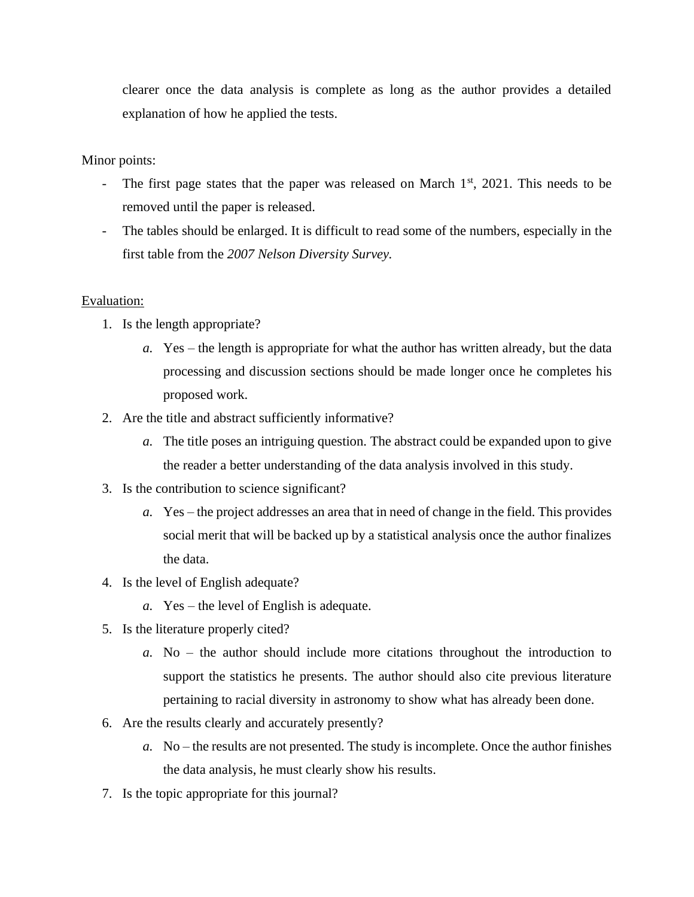clearer once the data analysis is complete as long as the author provides a detailed explanation of how he applied the tests.

Minor points:

- The first page states that the paper was released on March 1st, 2021. This needs to be removed until the paper is released.
- The tables should be enlarged. It is difficult to read some of the numbers, especially in the first table from the *2007 Nelson Diversity Survey.*

<u>Evaluation:</u>

1. Is the length appropriate?
    *a.* Yes – the length is appropriate for what the author has written already, but the data processing and discussion sections should be made longer once he completes his proposed work.
2. Are the title and abstract sufficiently informative?
    *a.* The title poses an intriguing question. The abstract could be expanded upon to give the reader a better understanding of the data analysis involved in this study.
3. Is the contribution to science significant?
    *a.* Yes – the project addresses an area that in need of change in the field. This provides social merit that will be backed up by a statistical analysis once the author finalizes the data.
4. Is the level of English adequate?
    *a.* Yes – the level of English is adequate.
5. Is the literature properly cited?
    *a.* No – the author should include more citations throughout the introduction to support the statistics he presents. The author should also cite previous literature pertaining to racial diversity in astronomy to show what has already been done.
6. Are the results clearly and accurately presently?
    *a.* No – the results are not presented. The study is incomplete. Once the author finishes the data analysis, he must clearly show his results.
7. Is the topic appropriate for this journal?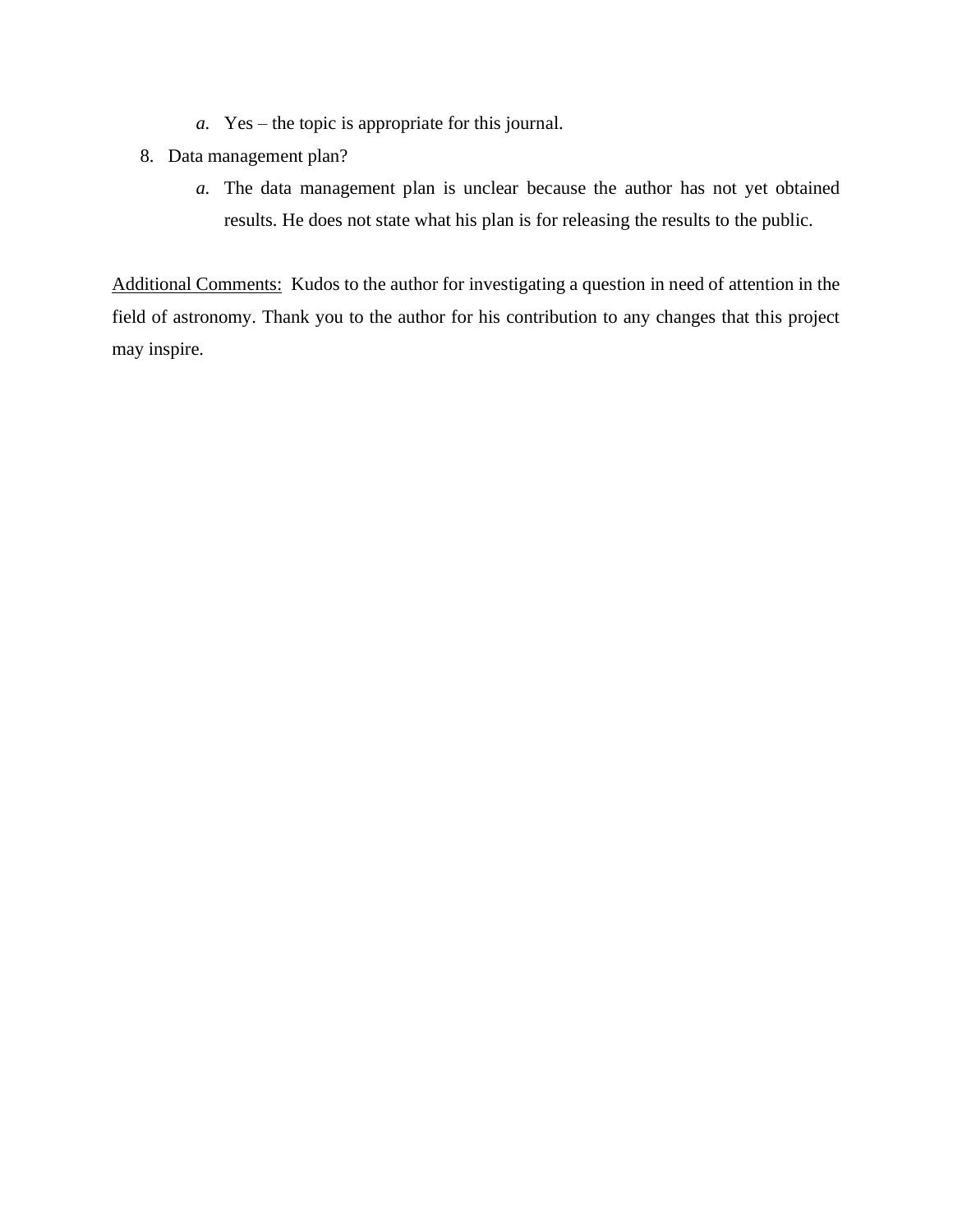a. Yes – the topic is appropriate for this journal.

8. Data management plan?
   a. The data management plan is unclear because the author has not yet obtained results. He does not state what his plan is for releasing the results to the public.

<u>Additional Comments:</u> Kudos to the author for investigating a question in need of attention in the field of astronomy. Thank you to the author for his contribution to any changes that this project may inspire.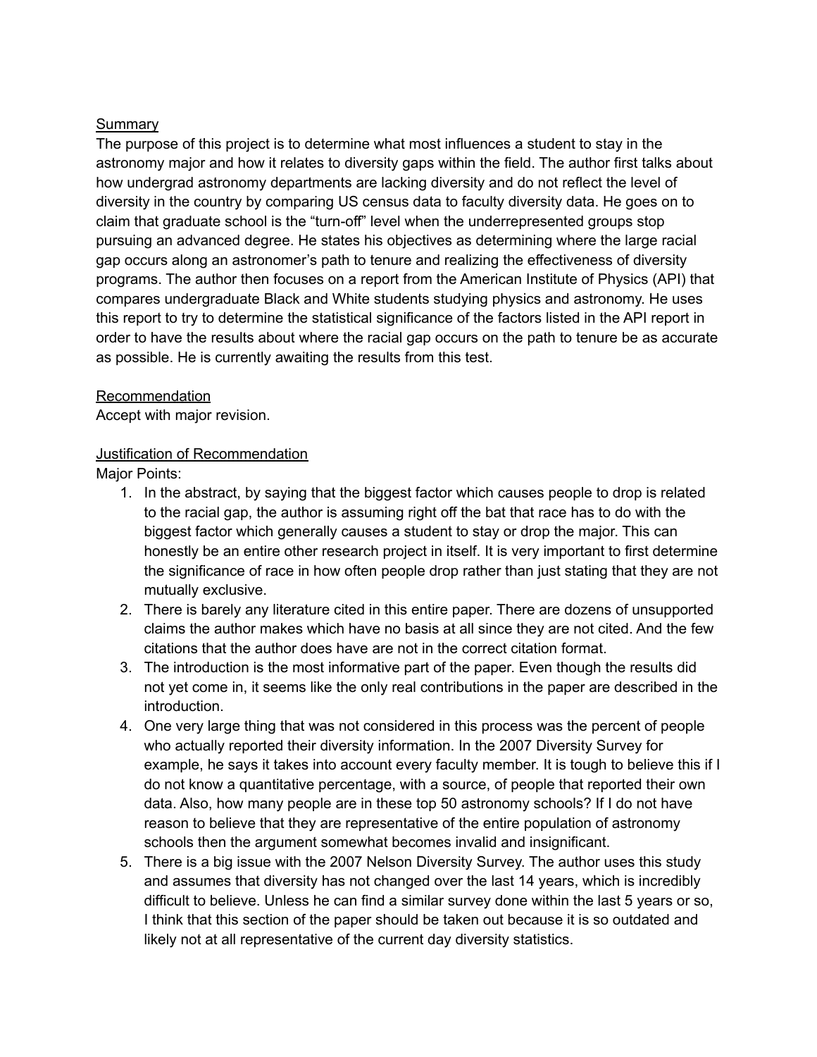## Summary

The purpose of this project is to determine what most influences a student to stay in the astronomy major and how it relates to diversity gaps within the field. The author first talks about how undergrad astronomy departments are lacking diversity and do not reflect the level of diversity in the country by comparing US census data to faculty diversity data. He goes on to claim that graduate school is the "turn-off" level when the underrepresented groups stop pursuing an advanced degree. He states his objectives as determining where the large racial gap occurs along an astronomer's path to tenure and realizing the effectiveness of diversity programs. The author then focuses on a report from the American Institute of Physics (API) that compares undergraduate Black and White students studying physics and astronomy. He uses this report to try to determine the statistical significance of the factors listed in the API report in order to have the results about where the racial gap occurs on the path to tenure be as accurate as possible. He is currently awaiting the results from this test.

## Recommendation

Accept with major revision.

## Justification of Recommendation

Major Points:

1. In the abstract, by saying that the biggest factor which causes people to drop is related to the racial gap, the author is assuming right off the bat that race has to do with the biggest factor which generally causes a student to stay or drop the major. This can honestly be an entire other research project in itself. It is very important to first determine the significance of race in how often people drop rather than just stating that they are not mutually exclusive.
2. There is barely any literature cited in this entire paper. There are dozens of unsupported claims the author makes which have no basis at all since they are not cited. And the few citations that the author does have are not in the correct citation format.
3. The introduction is the most informative part of the paper. Even though the results did not yet come in, it seems like the only real contributions in the paper are described in the introduction.
4. One very large thing that was not considered in this process was the percent of people who actually reported their diversity information. In the 2007 Diversity Survey for example, he says it takes into account every faculty member. It is tough to believe this if I do not know a quantitative percentage, with a source, of people that reported their own data. Also, how many people are in these top 50 astronomy schools? If I do not have reason to believe that they are representative of the entire population of astronomy schools then the argument somewhat becomes invalid and insignificant.
5. There is a big issue with the 2007 Nelson Diversity Survey. The author uses this study and assumes that diversity has not changed over the last 14 years, which is incredibly difficult to believe. Unless he can find a similar survey done within the last 5 years or so, I think that this section of the paper should be taken out because it is so outdated and likely not at all representative of the current day diversity statistics.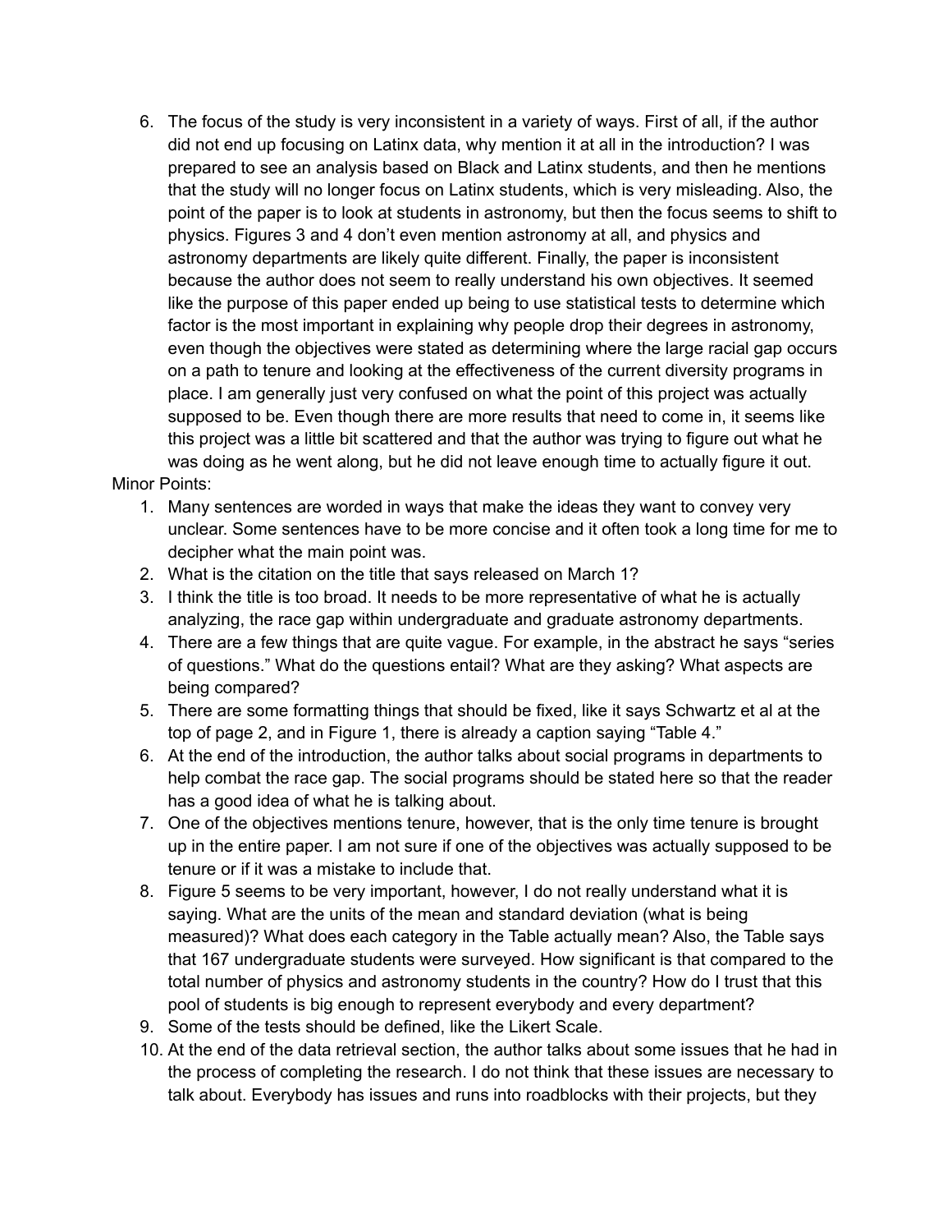6. The focus of the study is very inconsistent in a variety of ways. First of all, if the author did not end up focusing on Latinx data, why mention it at all in the introduction? I was prepared to see an analysis based on Black and Latinx students, and then he mentions that the study will no longer focus on Latinx students, which is very misleading. Also, the point of the paper is to look at students in astronomy, but then the focus seems to shift to physics. Figures 3 and 4 don't even mention astronomy at all, and physics and astronomy departments are likely quite different. Finally, the paper is inconsistent because the author does not seem to really understand his own objectives. It seemed like the purpose of this paper ended up being to use statistical tests to determine which factor is the most important in explaining why people drop their degrees in astronomy, even though the objectives were stated as determining where the large racial gap occurs on a path to tenure and looking at the effectiveness of the current diversity programs in place. I am generally just very confused on what the point of this project was actually supposed to be. Even though there are more results that need to come in, it seems like this project was a little bit scattered and that the author was trying to figure out what he was doing as he went along, but he did not leave enough time to actually figure it out.

Minor Points:

1. Many sentences are worded in ways that make the ideas they want to convey very unclear. Some sentences have to be more concise and it often took a long time for me to decipher what the main point was.
2. What is the citation on the title that says released on March 1?
3. I think the title is too broad. It needs to be more representative of what he is actually analyzing, the race gap within undergraduate and graduate astronomy departments.
4. There are a few things that are quite vague. For example, in the abstract he says "series of questions." What do the questions entail? What are they asking? What aspects are being compared?
5. There are some formatting things that should be fixed, like it says Schwartz et al at the top of page 2, and in Figure 1, there is already a caption saying "Table 4."
6. At the end of the introduction, the author talks about social programs in departments to help combat the race gap. The social programs should be stated here so that the reader has a good idea of what he is talking about.
7. One of the objectives mentions tenure, however, that is the only time tenure is brought up in the entire paper. I am not sure if one of the objectives was actually supposed to be tenure or if it was a mistake to include that.
8. Figure 5 seems to be very important, however, I do not really understand what it is saying. What are the units of the mean and standard deviation (what is being measured)? What does each category in the Table actually mean? Also, the Table says that 167 undergraduate students were surveyed. How significant is that compared to the total number of physics and astronomy students in the country? How do I trust that this pool of students is big enough to represent everybody and every department?
9. Some of the tests should be defined, like the Likert Scale.
10. At the end of the data retrieval section, the author talks about some issues that he had in the process of completing the research. I do not think that these issues are necessary to talk about. Everybody has issues and runs into roadblocks with their projects, but they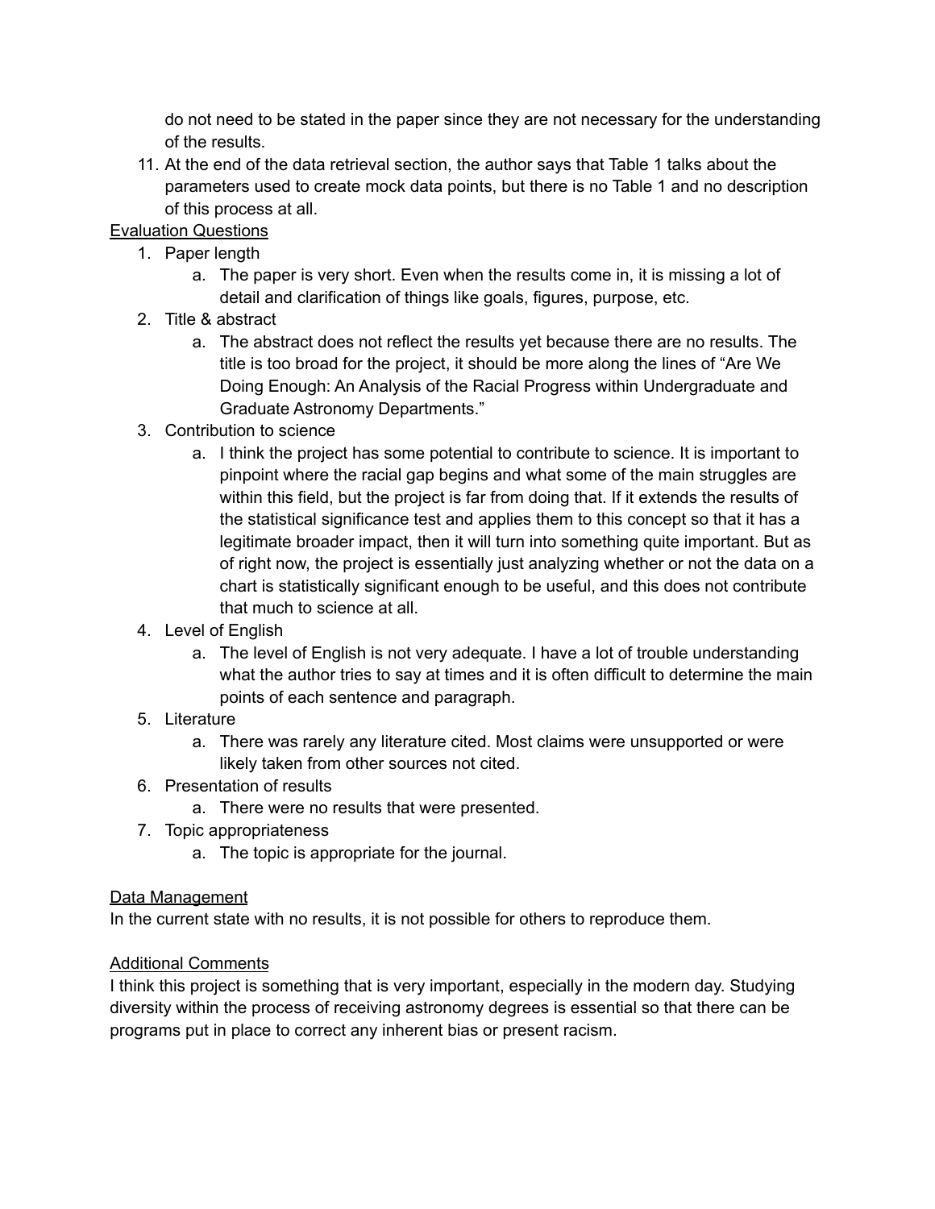do not need to be stated in the paper since they are not necessary for the understanding of the results.

11. At the end of the data retrieval section, the author says that Table 1 talks about the parameters used to create mock data points, but there is no Table 1 and no description of this process at all.

<u>Evaluation Questions</u>

1. Paper length
   a. The paper is very short. Even when the results come in, it is missing a lot of detail and clarification of things like goals, figures, purpose, etc.
2. Title & abstract
   a. The abstract does not reflect the results yet because there are no results. The title is too broad for the project, it should be more along the lines of "Are We Doing Enough: An Analysis of the Racial Progress within Undergraduate and Graduate Astronomy Departments."
3. Contribution to science
   a. I think the project has some potential to contribute to science. It is important to pinpoint where the racial gap begins and what some of the main struggles are within this field, but the project is far from doing that. If it extends the results of the statistical significance test and applies them to this concept so that it has a legitimate broader impact, then it will turn into something quite important. But as of right now, the project is essentially just analyzing whether or not the data on a chart is statistically significant enough to be useful, and this does not contribute that much to science at all.
4. Level of English
   a. The level of English is not very adequate. I have a lot of trouble understanding what the author tries to say at times and it is often difficult to determine the main points of each sentence and paragraph.
5. Literature
   a. There was rarely any literature cited. Most claims were unsupported or were likely taken from other sources not cited.
6. Presentation of results
   a. There were no results that were presented.
7. Topic appropriateness
   a. The topic is appropriate for the journal.

<u>Data Management</u>

In the current state with no results, it is not possible for others to reproduce them.

<u>Additional Comments</u>

I think this project is something that is very important, especially in the modern day. Studying diversity within the process of receiving astronomy degrees is essential so that there can be programs put in place to correct any inherent bias or present racism.